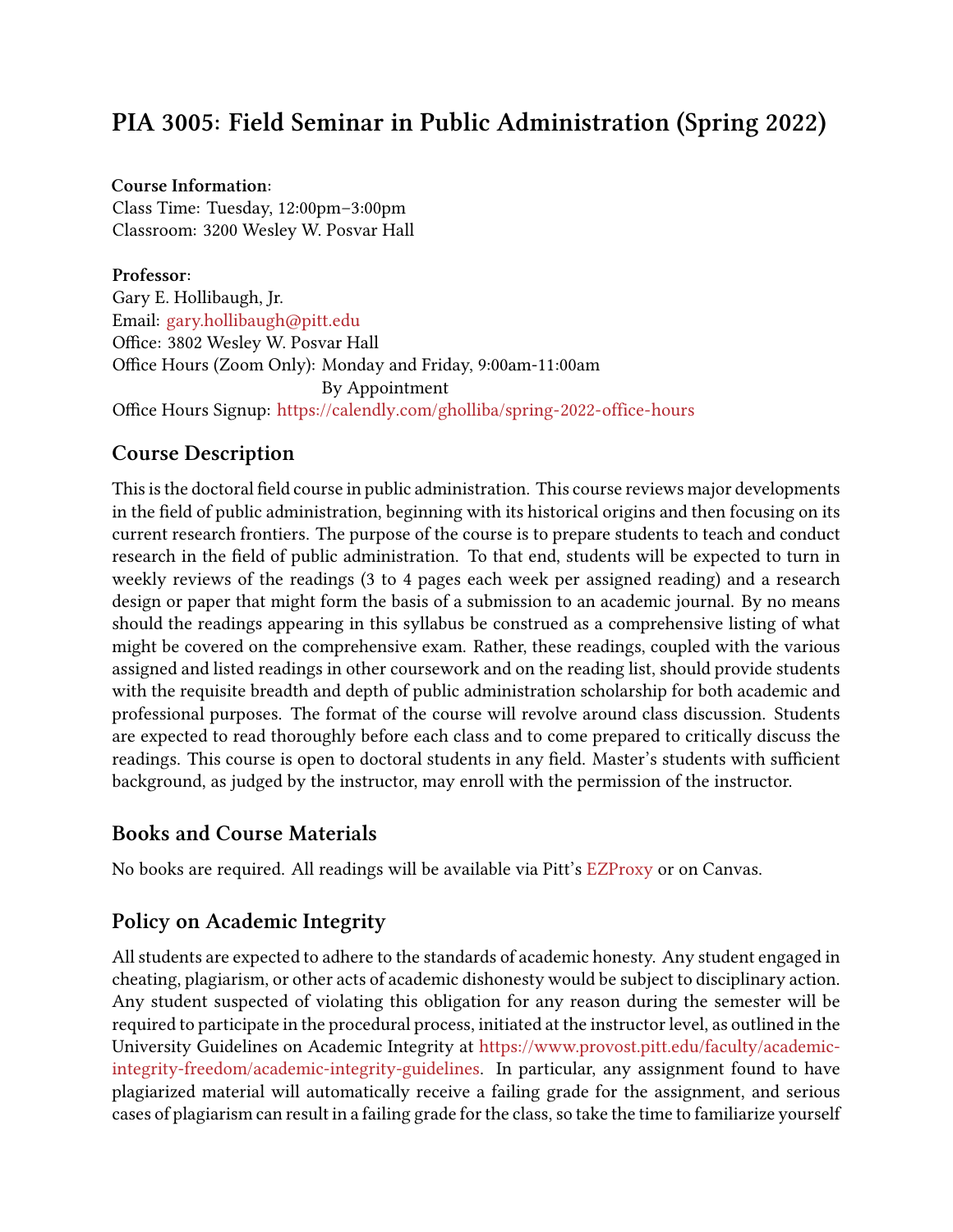# PIA 3005: Field Seminar in Public Administration (Spring 2022)

**Course Information:**
Class Time: Tuesday, 12:00pm–3:00pm
Classroom: 3200 Wesley W. Posvar Hall

**Professor:**
Gary E. Hollibaugh, Jr.
Email: gary.hollibaugh@pitt.edu
Office: 3802 Wesley W. Posvar Hall
Office Hours (Zoom Only): Monday and Friday, 9:00am-11:00am
By Appointment
Office Hours Signup: https://calendly.com/gholliba/spring-2022-office-hours

## Course Description

This is the doctoral field course in public administration. This course reviews major developments in the field of public administration, beginning with its historical origins and then focusing on its current research frontiers. The purpose of the course is to prepare students to teach and conduct research in the field of public administration. To that end, students will be expected to turn in weekly reviews of the readings (3 to 4 pages each week per assigned reading) and a research design or paper that might form the basis of a submission to an academic journal. By no means should the readings appearing in this syllabus be construed as a comprehensive listing of what might be covered on the comprehensive exam. Rather, these readings, coupled with the various assigned and listed readings in other coursework and on the reading list, should provide students with the requisite breadth and depth of public administration scholarship for both academic and professional purposes. The format of the course will revolve around class discussion. Students are expected to read thoroughly before each class and to come prepared to critically discuss the readings. This course is open to doctoral students in any field. Master's students with sufficient background, as judged by the instructor, may enroll with the permission of the instructor.

## Books and Course Materials

No books are required. All readings will be available via Pitt's EZProxy or on Canvas.

## Policy on Academic Integrity

All students are expected to adhere to the standards of academic honesty. Any student engaged in cheating, plagiarism, or other acts of academic dishonesty would be subject to disciplinary action. Any student suspected of violating this obligation for any reason during the semester will be required to participate in the procedural process, initiated at the instructor level, as outlined in the University Guidelines on Academic Integrity at https://www.provost.pitt.edu/faculty/academic-integrity-freedom/academic-integrity-guidelines. In particular, any assignment found to have plagiarized material will automatically receive a failing grade for the assignment, and serious cases of plagiarism can result in a failing grade for the class, so take the time to familiarize yourself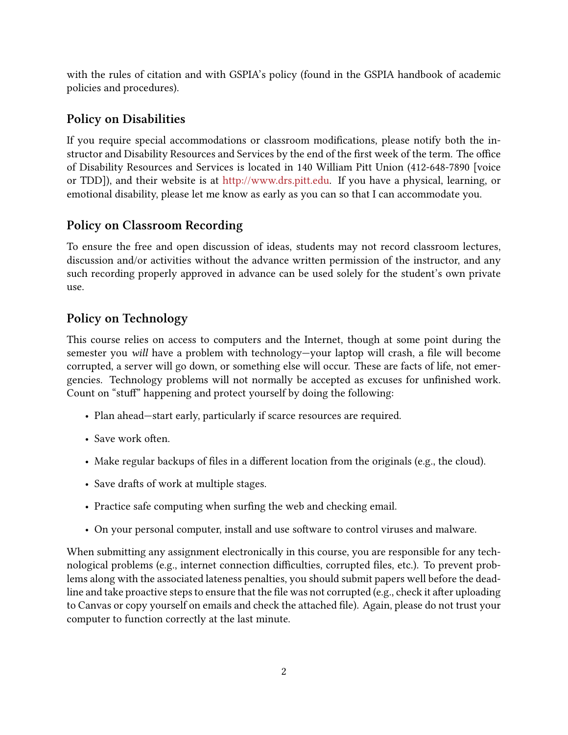with the rules of citation and with GSPIA's policy (found in the GSPIA handbook of academic policies and procedures).

## Policy on Disabilities

If you require special accommodations or classroom modifications, please notify both the instructor and Disability Resources and Services by the end of the first week of the term. The office of Disability Resources and Services is located in 140 William Pitt Union (412-648-7890 [voice or TDD]), and their website is at http://www.drs.pitt.edu. If you have a physical, learning, or emotional disability, please let me know as early as you can so that I can accommodate you.

## Policy on Classroom Recording

To ensure the free and open discussion of ideas, students may not record classroom lectures, discussion and/or activities without the advance written permission of the instructor, and any such recording properly approved in advance can be used solely for the student's own private use.

## Policy on Technology

This course relies on access to computers and the Internet, though at some point during the semester you *will* have a problem with technology—your laptop will crash, a file will become corrupted, a server will go down, or something else will occur. These are facts of life, not emergencies. Technology problems will not normally be accepted as excuses for unfinished work. Count on "stuff" happening and protect yourself by doing the following:

- Plan ahead—start early, particularly if scarce resources are required.
- Save work often.
- Make regular backups of files in a different location from the originals (e.g., the cloud).
- Save drafts of work at multiple stages.
- Practice safe computing when surfing the web and checking email.
- On your personal computer, install and use software to control viruses and malware.

When submitting any assignment electronically in this course, you are responsible for any technological problems (e.g., internet connection difficulties, corrupted files, etc.). To prevent problems along with the associated lateness penalties, you should submit papers well before the deadline and take proactive steps to ensure that the file was not corrupted (e.g., check it after uploading to Canvas or copy yourself on emails and check the attached file). Again, please do not trust your computer to function correctly at the last minute.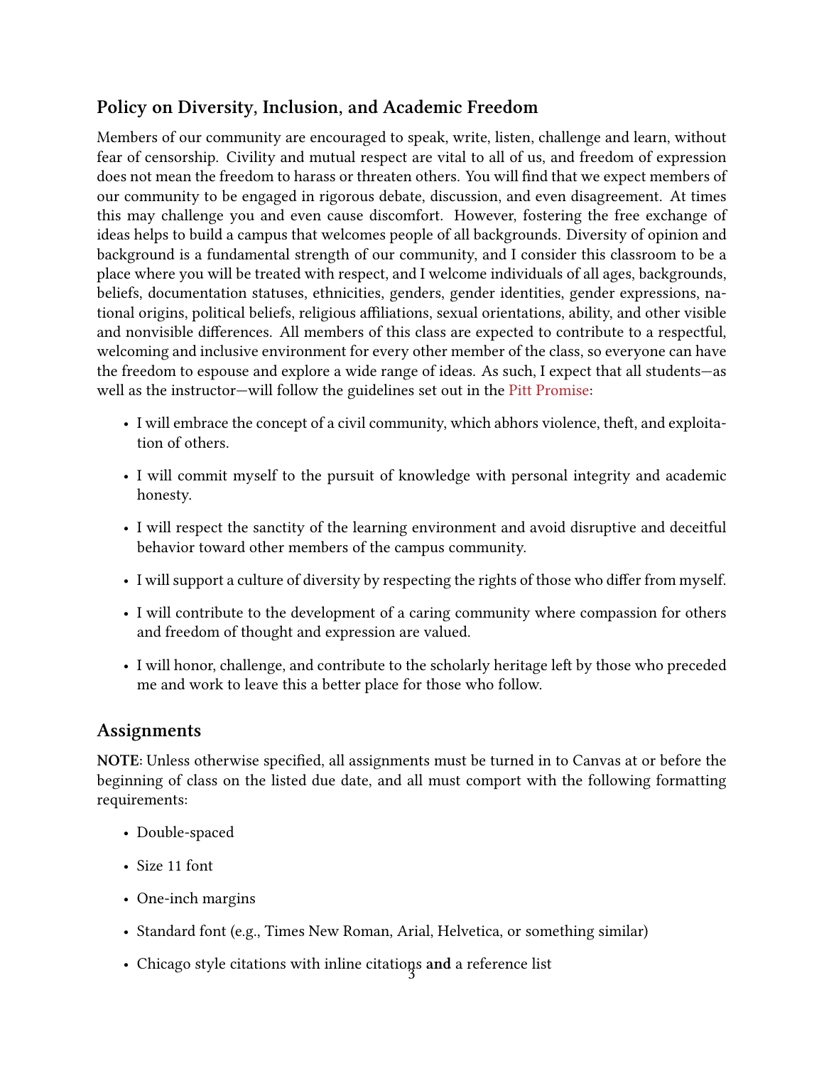## Policy on Diversity, Inclusion, and Academic Freedom

Members of our community are encouraged to speak, write, listen, challenge and learn, without fear of censorship. Civility and mutual respect are vital to all of us, and freedom of expression does not mean the freedom to harass or threaten others. You will find that we expect members of our community to be engaged in rigorous debate, discussion, and even disagreement. At times this may challenge you and even cause discomfort. However, fostering the free exchange of ideas helps to build a campus that welcomes people of all backgrounds. Diversity of opinion and background is a fundamental strength of our community, and I consider this classroom to be a place where you will be treated with respect, and I welcome individuals of all ages, backgrounds, beliefs, documentation statuses, ethnicities, genders, gender identities, gender expressions, national origins, political beliefs, religious affiliations, sexual orientations, ability, and other visible and nonvisible differences. All members of this class are expected to contribute to a respectful, welcoming and inclusive environment for every other member of the class, so everyone can have the freedom to espouse and explore a wide range of ideas. As such, I expect that all students—as well as the instructor—will follow the guidelines set out in the Pitt Promise:

- I will embrace the concept of a civil community, which abhors violence, theft, and exploitation of others.
- I will commit myself to the pursuit of knowledge with personal integrity and academic honesty.
- I will respect the sanctity of the learning environment and avoid disruptive and deceitful behavior toward other members of the campus community.
- I will support a culture of diversity by respecting the rights of those who differ from myself.
- I will contribute to the development of a caring community where compassion for others and freedom of thought and expression are valued.
- I will honor, challenge, and contribute to the scholarly heritage left by those who preceded me and work to leave this a better place for those who follow.

## Assignments

**NOTE:** Unless otherwise specified, all assignments must be turned in to Canvas at or before the beginning of class on the listed due date, and all must comport with the following formatting requirements:

- Double-spaced
- Size 11 font
- One-inch margins
- Standard font (e.g., Times New Roman, Arial, Helvetica, or something similar)
- Chicago style citations with inline citations **and** a reference list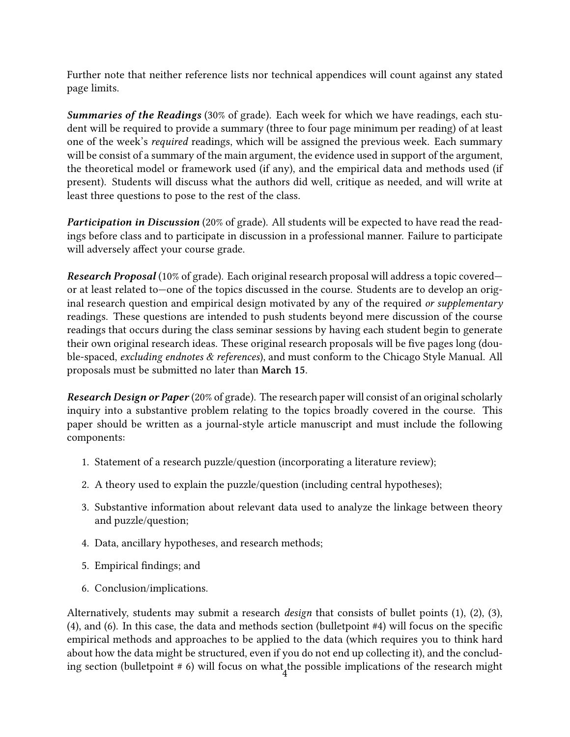Further note that neither reference lists nor technical appendices will count against any stated page limits.

***Summaries of the Readings*** (30% of grade). Each week for which we have readings, each student will be required to provide a summary (three to four page minimum per reading) of at least one of the week's *required* readings, which will be assigned the previous week. Each summary will be consist of a summary of the main argument, the evidence used in support of the argument, the theoretical model or framework used (if any), and the empirical data and methods used (if present). Students will discuss what the authors did well, critique as needed, and will write at least three questions to pose to the rest of the class.

***Participation in Discussion*** (20% of grade). All students will be expected to have read the readings before class and to participate in discussion in a professional manner. Failure to participate will adversely affect your course grade.

***Research Proposal*** (10% of grade). Each original research proposal will address a topic covered—or at least related to—one of the topics discussed in the course. Students are to develop an original research question and empirical design motivated by any of the required *or supplementary* readings. These questions are intended to push students beyond mere discussion of the course readings that occurs during the class seminar sessions by having each student begin to generate their own original research ideas. These original research proposals will be five pages long (double-spaced, *excluding endnotes & references*), and must conform to the Chicago Style Manual. All proposals must be submitted no later than **March 15**.

***Research Design or Paper*** (20% of grade). The research paper will consist of an original scholarly inquiry into a substantive problem relating to the topics broadly covered in the course. This paper should be written as a journal-style article manuscript and must include the following components:

1. Statement of a research puzzle/question (incorporating a literature review);
2. A theory used to explain the puzzle/question (including central hypotheses);
3. Substantive information about relevant data used to analyze the linkage between theory and puzzle/question;
4. Data, ancillary hypotheses, and research methods;
5. Empirical findings; and
6. Conclusion/implications.

Alternatively, students may submit a research *design* that consists of bullet points (1), (2), (3), (4), and (6). In this case, the data and methods section (bulletpoint #4) will focus on the specific empirical methods and approaches to be applied to the data (which requires you to think hard about how the data might be structured, even if you do not end up collecting it), and the concluding section (bulletpoint # 6) will focus on what the possible implications of the research might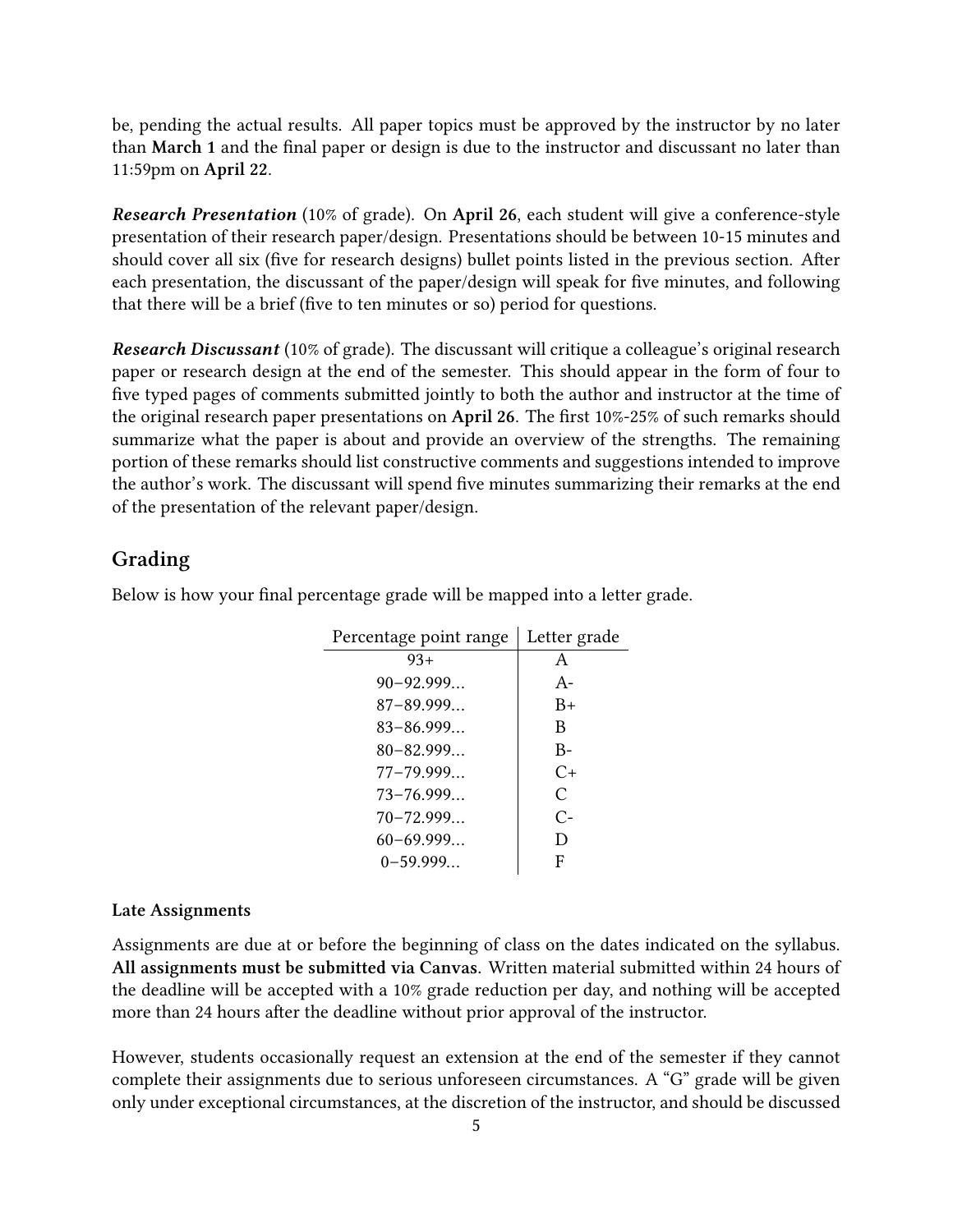be, pending the actual results. All paper topics must be approved by the instructor by no later than **March 1** and the final paper or design is due to the instructor and discussant no later than 11:59pm on **April 22**.

***Research Presentation*** (10% of grade). On **April 26**, each student will give a conference-style presentation of their research paper/design. Presentations should be between 10-15 minutes and should cover all six (five for research designs) bullet points listed in the previous section. After each presentation, the discussant of the paper/design will speak for five minutes, and following that there will be a brief (five to ten minutes or so) period for questions.

***Research Discussant*** (10% of grade). The discussant will critique a colleague's original research paper or research design at the end of the semester. This should appear in the form of four to five typed pages of comments submitted jointly to both the author and instructor at the time of the original research paper presentations on **April 26**. The first 10%-25% of such remarks should summarize what the paper is about and provide an overview of the strengths. The remaining portion of these remarks should list constructive comments and suggestions intended to improve the author's work. The discussant will spend five minutes summarizing their remarks at the end of the presentation of the relevant paper/design.

## Grading

Below is how your final percentage grade will be mapped into a letter grade.

| Percentage point range | Letter grade |
|---|---|
| 93+ | A |
| 90−92.999... | A- |
| 87−89.999... | B+ |
| 83−86.999... | B |
| 80−82.999... | B- |
| 77−79.999... | C+ |
| 73−76.999... | C |
| 70−72.999... | C- |
| 60−69.999... | D |
| 0−59.999... | F |

### Late Assignments

Assignments are due at or before the beginning of class on the dates indicated on the syllabus. **All assignments must be submitted via Canvas**. Written material submitted within 24 hours of the deadline will be accepted with a 10% grade reduction per day, and nothing will be accepted more than 24 hours after the deadline without prior approval of the instructor.

However, students occasionally request an extension at the end of the semester if they cannot complete their assignments due to serious unforeseen circumstances. A "G" grade will be given only under exceptional circumstances, at the discretion of the instructor, and should be discussed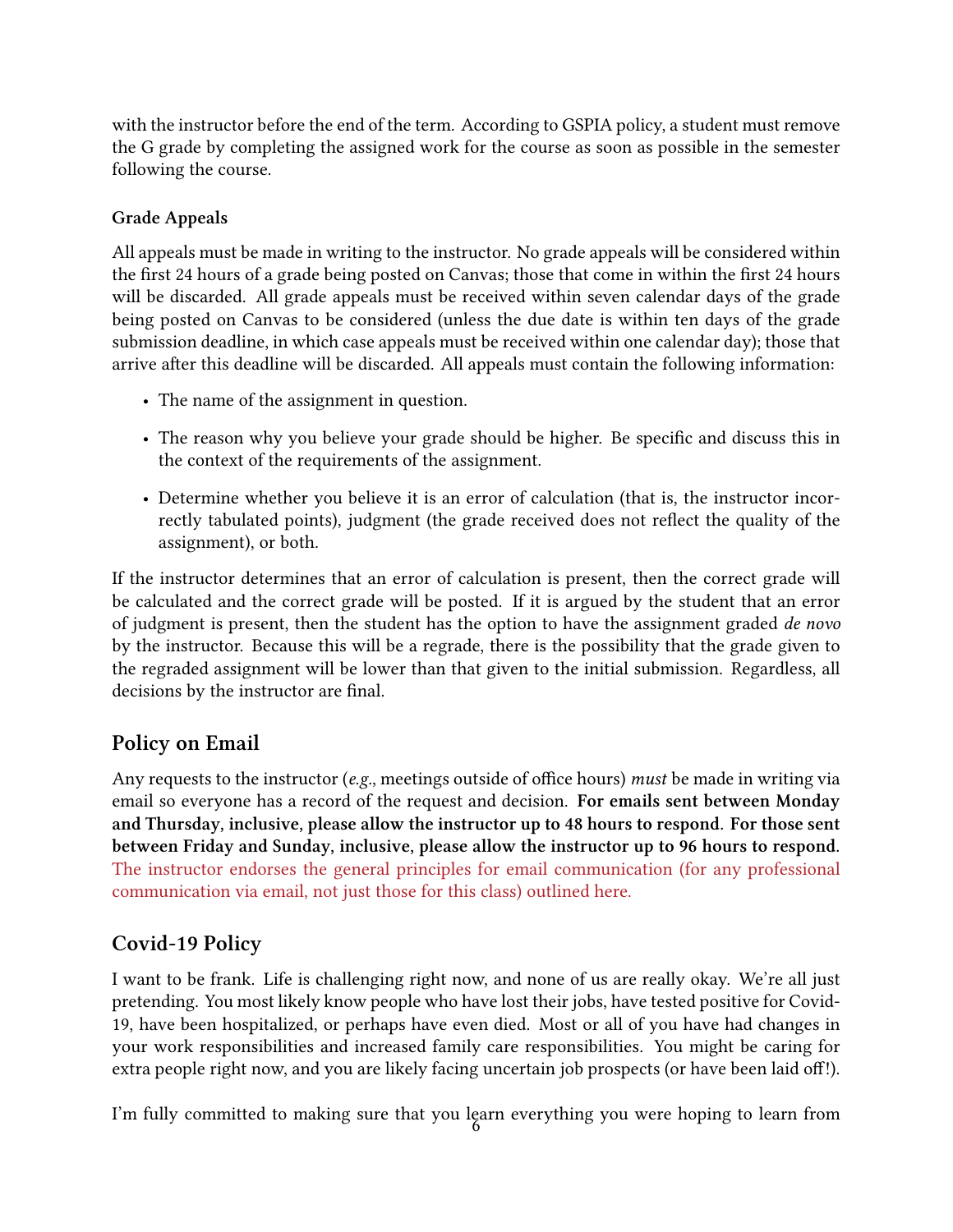with the instructor before the end of the term. According to GSPIA policy, a student must remove the G grade by completing the assigned work for the course as soon as possible in the semester following the course.

### Grade Appeals

All appeals must be made in writing to the instructor. No grade appeals will be considered within the first 24 hours of a grade being posted on Canvas; those that come in within the first 24 hours will be discarded. All grade appeals must be received within seven calendar days of the grade being posted on Canvas to be considered (unless the due date is within ten days of the grade submission deadline, in which case appeals must be received within one calendar day); those that arrive after this deadline will be discarded. All appeals must contain the following information:

- The name of the assignment in question.
- The reason why you believe your grade should be higher. Be specific and discuss this in the context of the requirements of the assignment.
- Determine whether you believe it is an error of calculation (that is, the instructor incorrectly tabulated points), judgment (the grade received does not reflect the quality of the assignment), or both.

If the instructor determines that an error of calculation is present, then the correct grade will be calculated and the correct grade will be posted. If it is argued by the student that an error of judgment is present, then the student has the option to have the assignment graded *de novo* by the instructor. Because this will be a regrade, there is the possibility that the grade given to the regraded assignment will be lower than that given to the initial submission. Regardless, all decisions by the instructor are final.

## Policy on Email

Any requests to the instructor (*e.g.*, meetings outside of office hours) *must* be made in writing via email so everyone has a record of the request and decision. **For emails sent between Monday and Thursday, inclusive, please allow the instructor up to 48 hours to respond. For those sent between Friday and Sunday, inclusive, please allow the instructor up to 96 hours to respond.** The instructor endorses the general principles for email communication (for any professional communication via email, not just those for this class) outlined here.

## Covid-19 Policy

I want to be frank. Life is challenging right now, and none of us are really okay. We're all just pretending. You most likely know people who have lost their jobs, have tested positive for Covid-19, have been hospitalized, or perhaps have even died. Most or all of you have had changes in your work responsibilities and increased family care responsibilities. You might be caring for extra people right now, and you are likely facing uncertain job prospects (or have been laid off!).

I'm fully committed to making sure that you learn everything you were hoping to learn from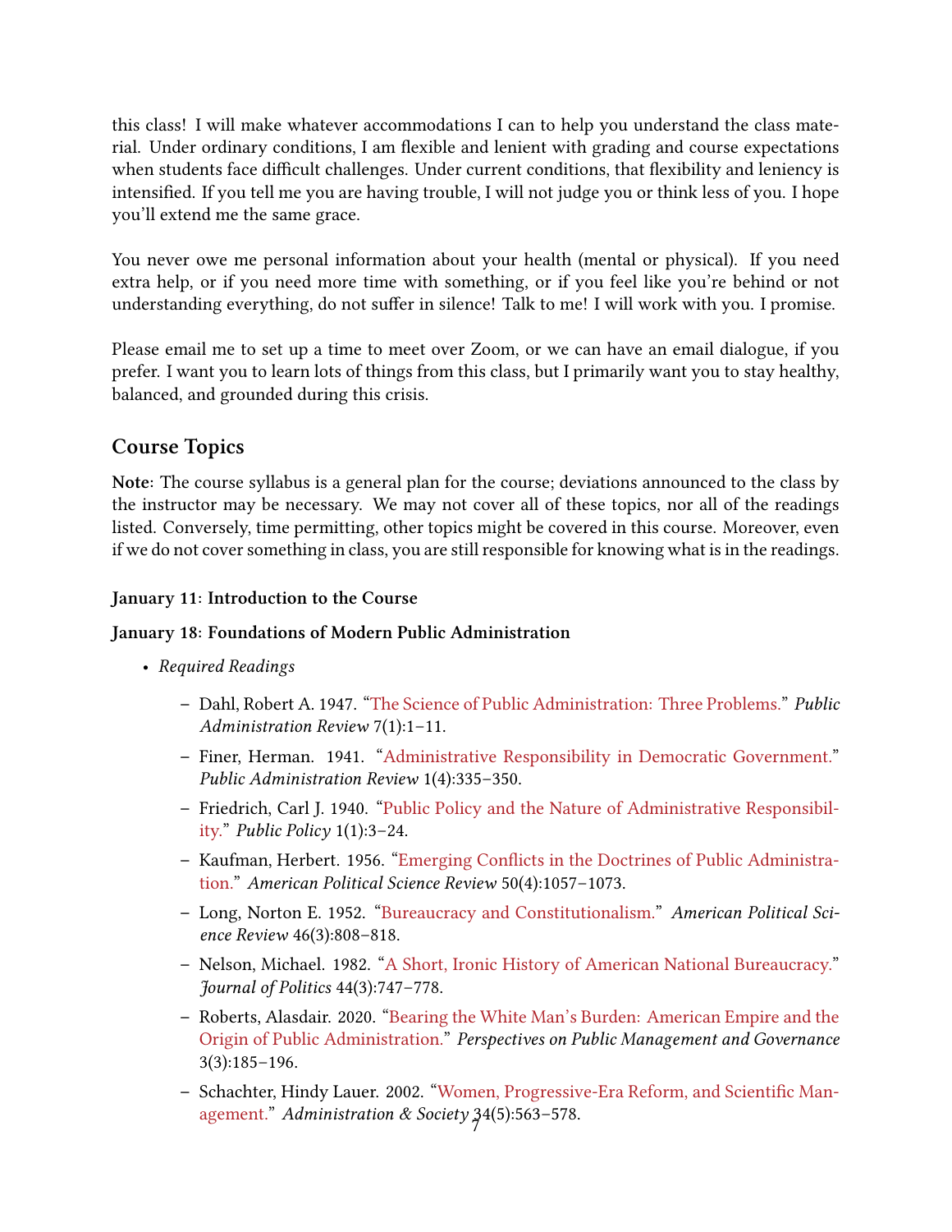this class! I will make whatever accommodations I can to help you understand the class material. Under ordinary conditions, I am flexible and lenient with grading and course expectations when students face difficult challenges. Under current conditions, that flexibility and leniency is intensified. If you tell me you are having trouble, I will not judge you or think less of you. I hope you'll extend me the same grace.

You never owe me personal information about your health (mental or physical). If you need extra help, or if you need more time with something, or if you feel like you're behind or not understanding everything, do not suffer in silence! Talk to me! I will work with you. I promise.

Please email me to set up a time to meet over Zoom, or we can have an email dialogue, if you prefer. I want you to learn lots of things from this class, but I primarily want you to stay healthy, balanced, and grounded during this crisis.

## Course Topics

**Note**: The course syllabus is a general plan for the course; deviations announced to the class by the instructor may be necessary. We may not cover all of these topics, nor all of the readings listed. Conversely, time permitting, other topics might be covered in this course. Moreover, even if we do not cover something in class, you are still responsible for knowing what is in the readings.

**January 11: Introduction to the Course**

**January 18: Foundations of Modern Public Administration**

- *Required Readings*
  - Dahl, Robert A. 1947. "The Science of Public Administration: Three Problems." *Public Administration Review* 7(1):1–11.
  - Finer, Herman. 1941. "Administrative Responsibility in Democratic Government." *Public Administration Review* 1(4):335–350.
  - Friedrich, Carl J. 1940. "Public Policy and the Nature of Administrative Responsibility." *Public Policy* 1(1):3–24.
  - Kaufman, Herbert. 1956. "Emerging Conflicts in the Doctrines of Public Administration." *American Political Science Review* 50(4):1057–1073.
  - Long, Norton E. 1952. "Bureaucracy and Constitutionalism." *American Political Science Review* 46(3):808–818.
  - Nelson, Michael. 1982. "A Short, Ironic History of American National Bureaucracy." *Journal of Politics* 44(3):747–778.
  - Roberts, Alasdair. 2020. "Bearing the White Man's Burden: American Empire and the Origin of Public Administration." *Perspectives on Public Management and Governance* 3(3):185–196.
  - Schachter, Hindy Lauer. 2002. "Women, Progressive-Era Reform, and Scientific Management." *Administration & Society* 34(5):563–578.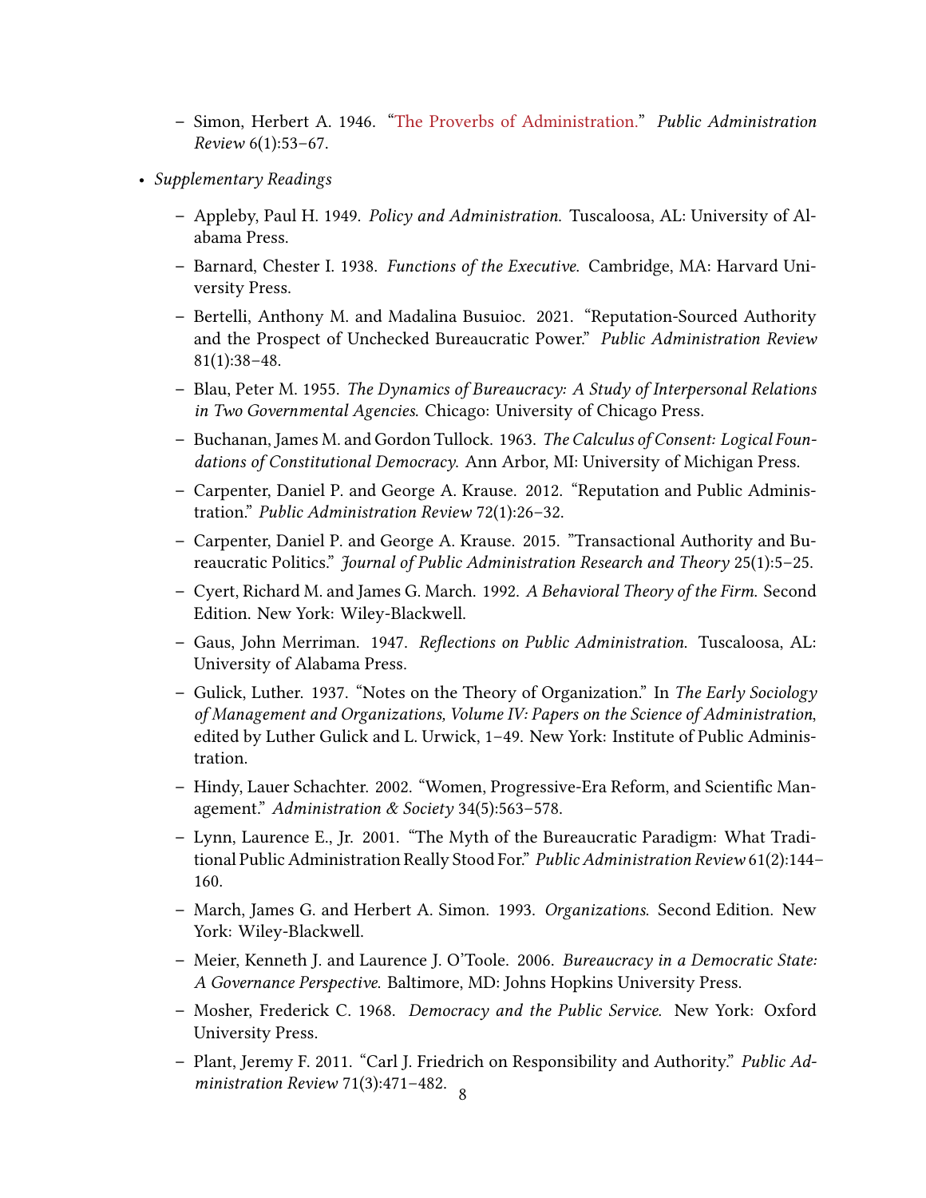- Simon, Herbert A. 1946. "The Proverbs of Administration." *Public Administration Review* 6(1):53–67.

- *Supplementary Readings*
  - Appleby, Paul H. 1949. *Policy and Administration.* Tuscaloosa, AL: University of Alabama Press.
  - Barnard, Chester I. 1938. *Functions of the Executive.* Cambridge, MA: Harvard University Press.
  - Bertelli, Anthony M. and Madalina Busuioc. 2021. "Reputation-Sourced Authority and the Prospect of Unchecked Bureaucratic Power." *Public Administration Review* 81(1):38–48.
  - Blau, Peter M. 1955. *The Dynamics of Bureaucracy: A Study of Interpersonal Relations in Two Governmental Agencies.* Chicago: University of Chicago Press.
  - Buchanan, James M. and Gordon Tullock. 1963. *The Calculus of Consent: Logical Foundations of Constitutional Democracy.* Ann Arbor, MI: University of Michigan Press.
  - Carpenter, Daniel P. and George A. Krause. 2012. "Reputation and Public Administration." *Public Administration Review* 72(1):26–32.
  - Carpenter, Daniel P. and George A. Krause. 2015. "Transactional Authority and Bureaucratic Politics." *Journal of Public Administration Research and Theory* 25(1):5–25.
  - Cyert, Richard M. and James G. March. 1992. *A Behavioral Theory of the Firm.* Second Edition. New York: Wiley-Blackwell.
  - Gaus, John Merriman. 1947. *Reflections on Public Administration.* Tuscaloosa, AL: University of Alabama Press.
  - Gulick, Luther. 1937. "Notes on the Theory of Organization." In *The Early Sociology of Management and Organizations, Volume IV: Papers on the Science of Administration*, edited by Luther Gulick and L. Urwick, 1–49. New York: Institute of Public Administration.
  - Hindy, Lauer Schachter. 2002. "Women, Progressive-Era Reform, and Scientific Management." *Administration & Society* 34(5):563–578.
  - Lynn, Laurence E., Jr. 2001. "The Myth of the Bureaucratic Paradigm: What Traditional Public Administration Really Stood For." *Public Administration Review* 61(2):144–160.
  - March, James G. and Herbert A. Simon. 1993. *Organizations.* Second Edition. New York: Wiley-Blackwell.
  - Meier, Kenneth J. and Laurence J. O'Toole. 2006. *Bureaucracy in a Democratic State: A Governance Perspective.* Baltimore, MD: Johns Hopkins University Press.
  - Mosher, Frederick C. 1968. *Democracy and the Public Service.* New York: Oxford University Press.
  - Plant, Jeremy F. 2011. "Carl J. Friedrich on Responsibility and Authority." *Public Administration Review* 71(3):471–482.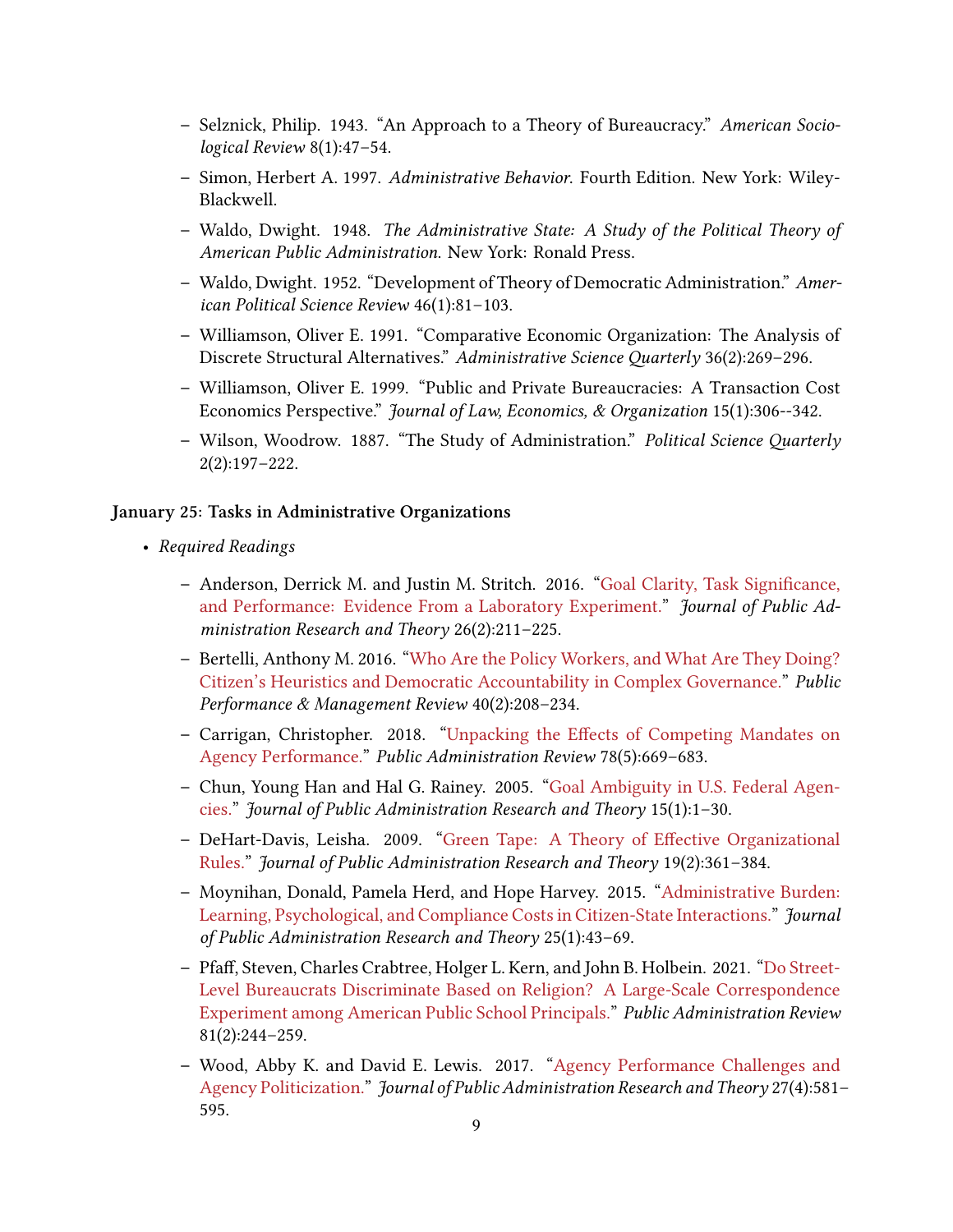- Selznick, Philip. 1943. "An Approach to a Theory of Bureaucracy." *American Sociological Review* 8(1):47–54.
- Simon, Herbert A. 1997. *Administrative Behavior.* Fourth Edition. New York: Wiley-Blackwell.
- Waldo, Dwight. 1948. *The Administrative State: A Study of the Political Theory of American Public Administration.* New York: Ronald Press.
- Waldo, Dwight. 1952. "Development of Theory of Democratic Administration." *American Political Science Review* 46(1):81–103.
- Williamson, Oliver E. 1991. "Comparative Economic Organization: The Analysis of Discrete Structural Alternatives." *Administrative Science Quarterly* 36(2):269–296.
- Williamson, Oliver E. 1999. "Public and Private Bureaucracies: A Transaction Cost Economics Perspective." *Journal of Law, Economics, & Organization* 15(1):306--342.
- Wilson, Woodrow. 1887. "The Study of Administration." *Political Science Quarterly* 2(2):197–222.

**January 25: Tasks in Administrative Organizations**

- *Required Readings*
  - Anderson, Derrick M. and Justin M. Stritch. 2016. "Goal Clarity, Task Significance, and Performance: Evidence From a Laboratory Experiment." *Journal of Public Administration Research and Theory* 26(2):211–225.
  - Bertelli, Anthony M. 2016. "Who Are the Policy Workers, and What Are They Doing? Citizen's Heuristics and Democratic Accountability in Complex Governance." *Public Performance & Management Review* 40(2):208–234.
  - Carrigan, Christopher. 2018. "Unpacking the Effects of Competing Mandates on Agency Performance." *Public Administration Review* 78(5):669–683.
  - Chun, Young Han and Hal G. Rainey. 2005. "Goal Ambiguity in U.S. Federal Agencies." *Journal of Public Administration Research and Theory* 15(1):1–30.
  - DeHart-Davis, Leisha. 2009. "Green Tape: A Theory of Effective Organizational Rules." *Journal of Public Administration Research and Theory* 19(2):361–384.
  - Moynihan, Donald, Pamela Herd, and Hope Harvey. 2015. "Administrative Burden: Learning, Psychological, and Compliance Costs in Citizen-State Interactions." *Journal of Public Administration Research and Theory* 25(1):43–69.
  - Pfaff, Steven, Charles Crabtree, Holger L. Kern, and John B. Holbein. 2021. "Do Street-Level Bureaucrats Discriminate Based on Religion? A Large-Scale Correspondence Experiment among American Public School Principals." *Public Administration Review* 81(2):244–259.
  - Wood, Abby K. and David E. Lewis. 2017. "Agency Performance Challenges and Agency Politicization." *Journal of Public Administration Research and Theory* 27(4):581–595.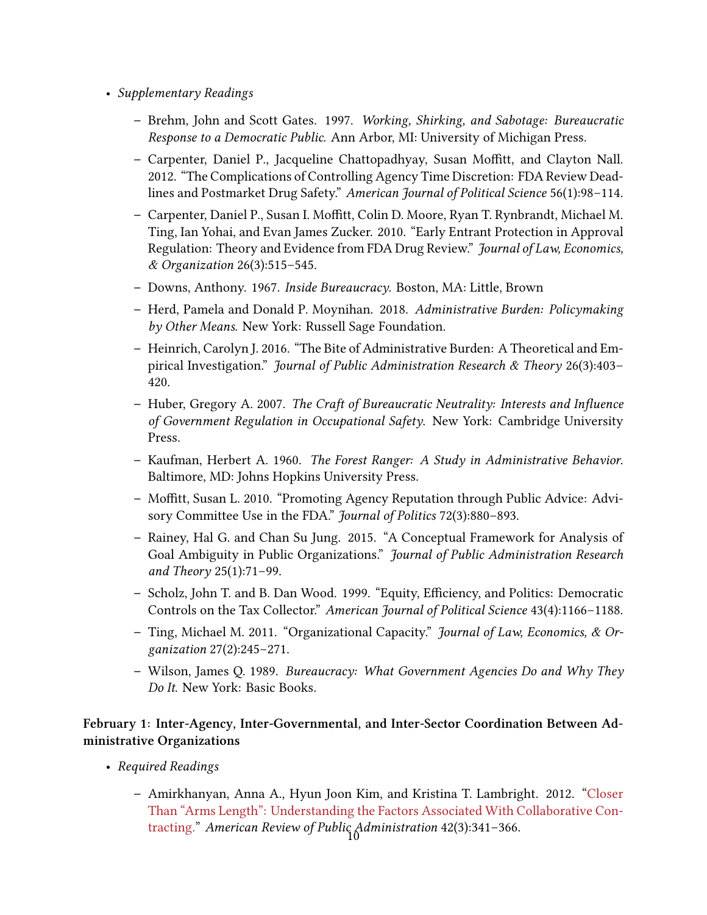- *Supplementary Readings*
  - Brehm, John and Scott Gates. 1997. *Working, Shirking, and Sabotage: Bureaucratic Response to a Democratic Public.* Ann Arbor, MI: University of Michigan Press.
  - Carpenter, Daniel P., Jacqueline Chattopadhyay, Susan Moffitt, and Clayton Nall. 2012. "The Complications of Controlling Agency Time Discretion: FDA Review Deadlines and Postmarket Drug Safety." *American Journal of Political Science* 56(1):98–114.
  - Carpenter, Daniel P., Susan I. Moffitt, Colin D. Moore, Ryan T. Rynbrandt, Michael M. Ting, Ian Yohai, and Evan James Zucker. 2010. "Early Entrant Protection in Approval Regulation: Theory and Evidence from FDA Drug Review." *Journal of Law, Economics, & Organization* 26(3):515–545.
  - Downs, Anthony. 1967. *Inside Bureaucracy.* Boston, MA: Little, Brown
  - Herd, Pamela and Donald P. Moynihan. 2018. *Administrative Burden: Policymaking by Other Means.* New York: Russell Sage Foundation.
  - Heinrich, Carolyn J. 2016. "The Bite of Administrative Burden: A Theoretical and Empirical Investigation." *Journal of Public Administration Research & Theory* 26(3):403–420.
  - Huber, Gregory A. 2007. *The Craft of Bureaucratic Neutrality: Interests and Influence of Government Regulation in Occupational Safety.* New York: Cambridge University Press.
  - Kaufman, Herbert A. 1960. *The Forest Ranger: A Study in Administrative Behavior.* Baltimore, MD: Johns Hopkins University Press.
  - Moffitt, Susan L. 2010. "Promoting Agency Reputation through Public Advice: Advisory Committee Use in the FDA." *Journal of Politics* 72(3):880–893.
  - Rainey, Hal G. and Chan Su Jung. 2015. "A Conceptual Framework for Analysis of Goal Ambiguity in Public Organizations." *Journal of Public Administration Research and Theory* 25(1):71–99.
  - Scholz, John T. and B. Dan Wood. 1999. "Equity, Efficiency, and Politics: Democratic Controls on the Tax Collector." *American Journal of Political Science* 43(4):1166–1188.
  - Ting, Michael M. 2011. "Organizational Capacity." *Journal of Law, Economics, & Organization* 27(2):245–271.
  - Wilson, James Q. 1989. *Bureaucracy: What Government Agencies Do and Why They Do It.* New York: Basic Books.

**February 1: Inter-Agency, Inter-Governmental, and Inter-Sector Coordination Between Administrative Organizations**

- *Required Readings*
  - Amirkhanyan, Anna A., Hyun Joon Kim, and Kristina T. Lambright. 2012. "Closer Than "Arms Length": Understanding the Factors Associated With Collaborative Contracting." *American Review of Public Administration* 42(3):341–366.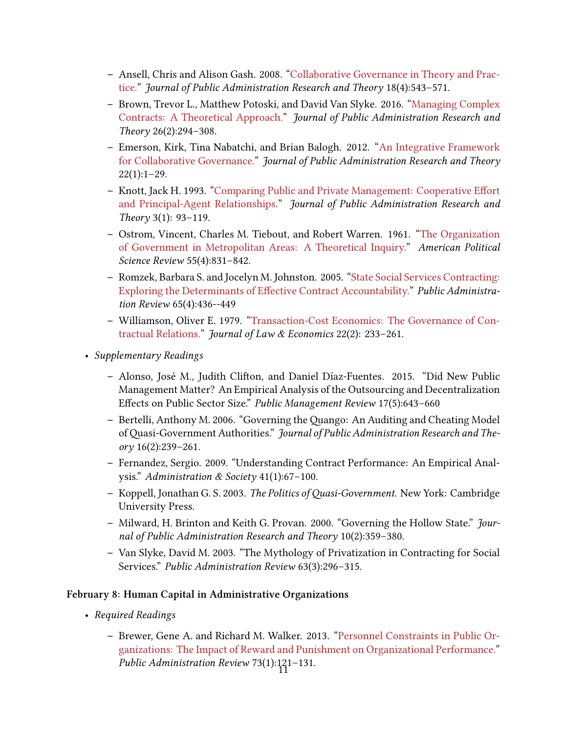- Ansell, Chris and Alison Gash. 2008. "Collaborative Governance in Theory and Practice." *Journal of Public Administration Research and Theory* 18(4):543–571.
  - Brown, Trevor L., Matthew Potoski, and David Van Slyke. 2016. "Managing Complex Contracts: A Theoretical Approach." *Journal of Public Administration Research and Theory* 26(2):294–308.
  - Emerson, Kirk, Tina Nabatchi, and Brian Balogh. 2012. "An Integrative Framework for Collaborative Governance." *Journal of Public Administration Research and Theory* 22(1):1–29.
  - Knott, Jack H. 1993. "Comparing Public and Private Management: Cooperative Effort and Principal-Agent Relationships." *Journal of Public Administration Research and Theory* 3(1): 93–119.
  - Ostrom, Vincent, Charles M. Tiebout, and Robert Warren. 1961. "The Organization of Government in Metropolitan Areas: A Theoretical Inquiry." *American Political Science Review* 55(4):831–842.
  - Romzek, Barbara S. and Jocelyn M. Johnston. 2005. "State Social Services Contracting: Exploring the Determinants of Effective Contract Accountability." *Public Administration Review* 65(4):436--449
  - Williamson, Oliver E. 1979. "Transaction-Cost Economics: The Governance of Contractual Relations." *Journal of Law & Economics* 22(2): 233–261.

- *Supplementary Readings*
  - Alonso, José M., Judith Clifton, and Daniel Díaz-Fuentes. 2015. "Did New Public Management Matter? An Empirical Analysis of the Outsourcing and Decentralization Effects on Public Sector Size." *Public Management Review* 17(5):643–660
  - Bertelli, Anthony M. 2006. "Governing the Quango: An Auditing and Cheating Model of Quasi-Government Authorities." *Journal of Public Administration Research and Theory* 16(2):239–261.
  - Fernandez, Sergio. 2009. "Understanding Contract Performance: An Empirical Analysis." *Administration & Society* 41(1):67–100.
  - Koppell, Jonathan G. S. 2003. *The Politics of Quasi-Government*. New York: Cambridge University Press.
  - Milward, H. Brinton and Keith G. Provan. 2000. "Governing the Hollow State." *Journal of Public Administration Research and Theory* 10(2):359–380.
  - Van Slyke, David M. 2003. "The Mythology of Privatization in Contracting for Social Services." *Public Administration Review* 63(3):296–315.

**February 8: Human Capital in Administrative Organizations**

- *Required Readings*
  - Brewer, Gene A. and Richard M. Walker. 2013. "Personnel Constraints in Public Organizations: The Impact of Reward and Punishment on Organizational Performance." *Public Administration Review* 73(1):121–131.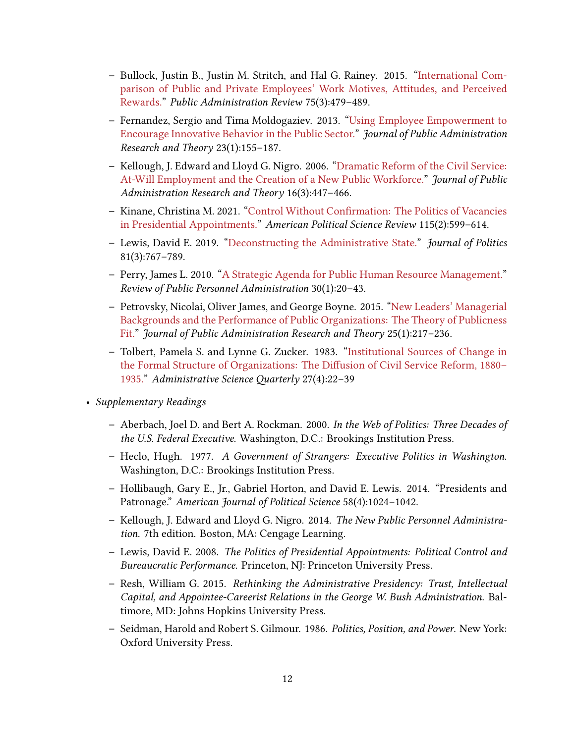- Bullock, Justin B., Justin M. Stritch, and Hal G. Rainey. 2015. "International Comparison of Public and Private Employees' Work Motives, Attitudes, and Perceived Rewards." *Public Administration Review* 75(3):479–489.
  - Fernandez, Sergio and Tima Moldogaziev. 2013. "Using Employee Empowerment to Encourage Innovative Behavior in the Public Sector." *Journal of Public Administration Research and Theory* 23(1):155–187.
  - Kellough, J. Edward and Lloyd G. Nigro. 2006. "Dramatic Reform of the Civil Service: At-Will Employment and the Creation of a New Public Workforce." *Journal of Public Administration Research and Theory* 16(3):447–466.
  - Kinane, Christina M. 2021. "Control Without Confirmation: The Politics of Vacancies in Presidential Appointments." *American Political Science Review* 115(2):599–614.
  - Lewis, David E. 2019. "Deconstructing the Administrative State." *Journal of Politics* 81(3):767–789.
  - Perry, James L. 2010. "A Strategic Agenda for Public Human Resource Management." *Review of Public Personnel Administration* 30(1):20–43.
  - Petrovsky, Nicolai, Oliver James, and George Boyne. 2015. "New Leaders' Managerial Backgrounds and the Performance of Public Organizations: The Theory of Publicness Fit." *Journal of Public Administration Research and Theory* 25(1):217–236.
  - Tolbert, Pamela S. and Lynne G. Zucker. 1983. "Institutional Sources of Change in the Formal Structure of Organizations: The Diffusion of Civil Service Reform, 1880–1935." *Administrative Science Quarterly* 27(4):22–39

- *Supplementary Readings*
  - Aberbach, Joel D. and Bert A. Rockman. 2000. *In the Web of Politics: Three Decades of the U.S. Federal Executive.* Washington, D.C.: Brookings Institution Press.
  - Heclo, Hugh. 1977. *A Government of Strangers: Executive Politics in Washington.* Washington, D.C.: Brookings Institution Press.
  - Hollibaugh, Gary E., Jr., Gabriel Horton, and David E. Lewis. 2014. "Presidents and Patronage." *American Journal of Political Science* 58(4):1024–1042.
  - Kellough, J. Edward and Lloyd G. Nigro. 2014. *The New Public Personnel Administration.* 7th edition. Boston, MA: Cengage Learning.
  - Lewis, David E. 2008. *The Politics of Presidential Appointments: Political Control and Bureaucratic Performance.* Princeton, NJ: Princeton University Press.
  - Resh, William G. 2015. *Rethinking the Administrative Presidency: Trust, Intellectual Capital, and Appointee-Careerist Relations in the George W. Bush Administration.* Baltimore, MD: Johns Hopkins University Press.
  - Seidman, Harold and Robert S. Gilmour. 1986. *Politics, Position, and Power.* New York: Oxford University Press.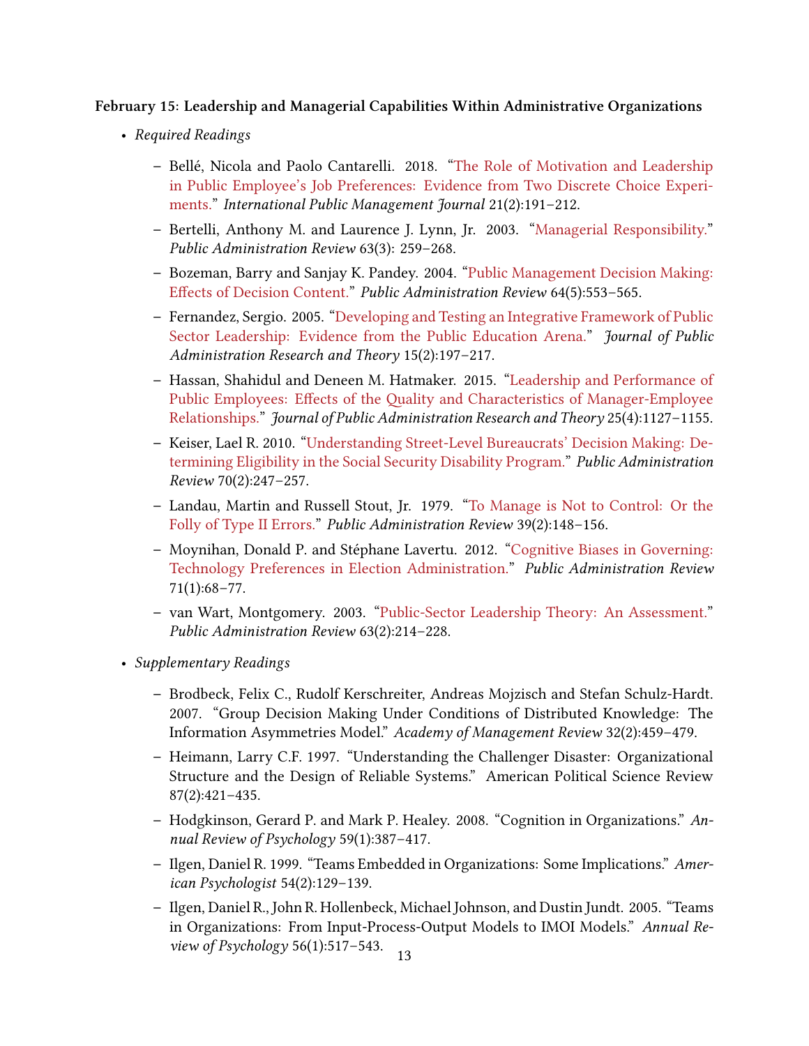**February 15: Leadership and Managerial Capabilities Within Administrative Organizations**

- *Required Readings*
  - Bellé, Nicola and Paolo Cantarelli. 2018. "The Role of Motivation and Leadership in Public Employee's Job Preferences: Evidence from Two Discrete Choice Experiments." *International Public Management Journal* 21(2):191–212.
  - Bertelli, Anthony M. and Laurence J. Lynn, Jr. 2003. "Managerial Responsibility." *Public Administration Review* 63(3): 259–268.
  - Bozeman, Barry and Sanjay K. Pandey. 2004. "Public Management Decision Making: Effects of Decision Content." *Public Administration Review* 64(5):553–565.
  - Fernandez, Sergio. 2005. "Developing and Testing an Integrative Framework of Public Sector Leadership: Evidence from the Public Education Arena." *Journal of Public Administration Research and Theory* 15(2):197–217.
  - Hassan, Shahidul and Deneen M. Hatmaker. 2015. "Leadership and Performance of Public Employees: Effects of the Quality and Characteristics of Manager-Employee Relationships." *Journal of Public Administration Research and Theory* 25(4):1127–1155.
  - Keiser, Lael R. 2010. "Understanding Street-Level Bureaucrats' Decision Making: Determining Eligibility in the Social Security Disability Program." *Public Administration Review* 70(2):247–257.
  - Landau, Martin and Russell Stout, Jr. 1979. "To Manage is Not to Control: Or the Folly of Type II Errors." *Public Administration Review* 39(2):148–156.
  - Moynihan, Donald P. and Stéphane Lavertu. 2012. "Cognitive Biases in Governing: Technology Preferences in Election Administration." *Public Administration Review* 71(1):68–77.
  - van Wart, Montgomery. 2003. "Public-Sector Leadership Theory: An Assessment." *Public Administration Review* 63(2):214–228.
- *Supplementary Readings*
  - Brodbeck, Felix C., Rudolf Kerschreiter, Andreas Mojzisch and Stefan Schulz-Hardt. 2007. "Group Decision Making Under Conditions of Distributed Knowledge: The Information Asymmetries Model." *Academy of Management Review* 32(2):459–479.
  - Heimann, Larry C.F. 1997. "Understanding the Challenger Disaster: Organizational Structure and the Design of Reliable Systems." American Political Science Review 87(2):421–435.
  - Hodgkinson, Gerard P. and Mark P. Healey. 2008. "Cognition in Organizations." *Annual Review of Psychology* 59(1):387–417.
  - Ilgen, Daniel R. 1999. "Teams Embedded in Organizations: Some Implications." *American Psychologist* 54(2):129–139.
  - Ilgen, Daniel R., John R. Hollenbeck, Michael Johnson, and Dustin Jundt. 2005. "Teams in Organizations: From Input-Process-Output Models to IMOI Models." *Annual Review of Psychology* 56(1):517–543.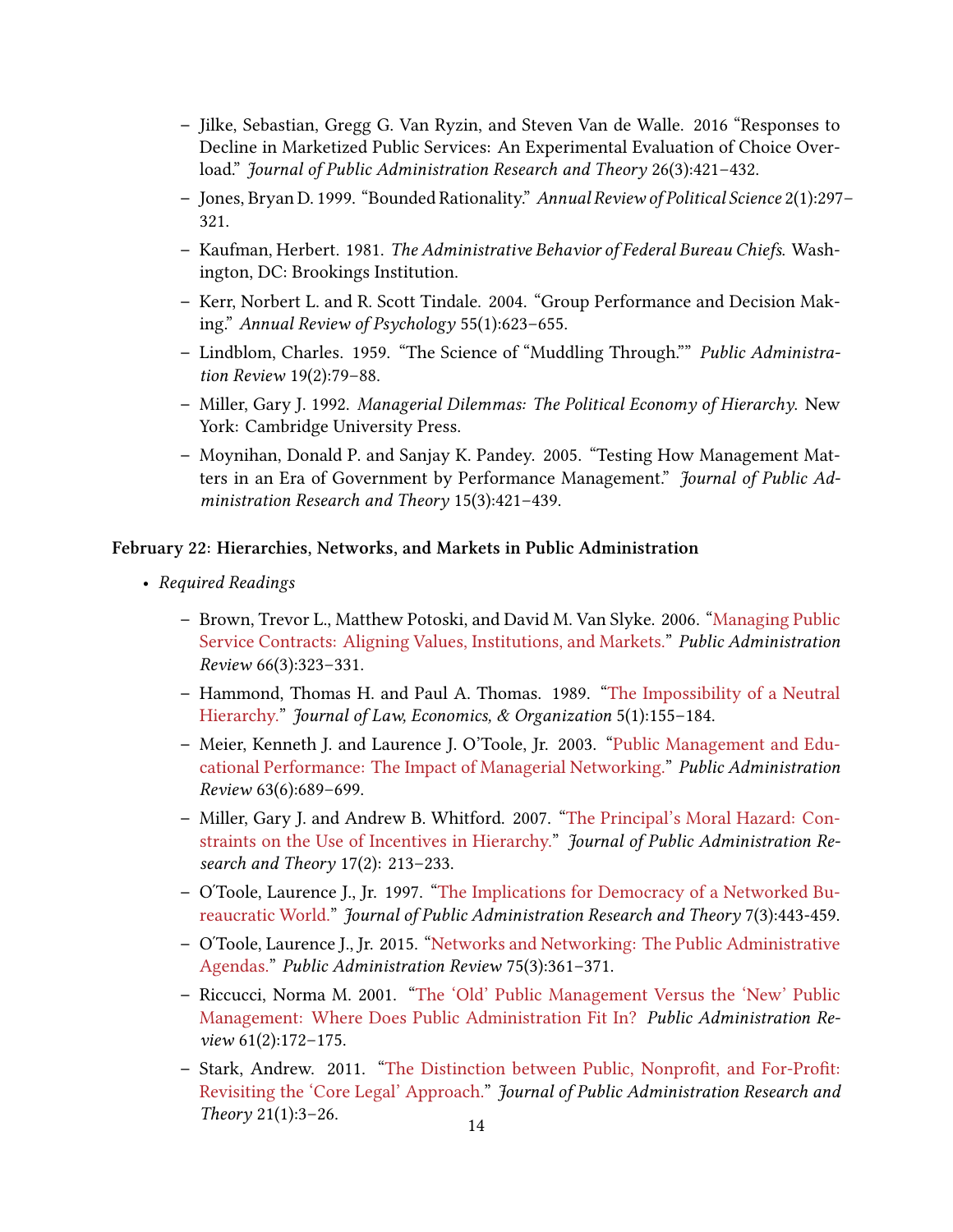- Jilke, Sebastian, Gregg G. Van Ryzin, and Steven Van de Walle. 2016 "Responses to Decline in Marketized Public Services: An Experimental Evaluation of Choice Overload." *Journal of Public Administration Research and Theory* 26(3):421–432.
  - Jones, Bryan D. 1999. "Bounded Rationality." *Annual Review of Political Science* 2(1):297–321.
  - Kaufman, Herbert. 1981. *The Administrative Behavior of Federal Bureau Chiefs.* Washington, DC: Brookings Institution.
  - Kerr, Norbert L. and R. Scott Tindale. 2004. "Group Performance and Decision Making." *Annual Review of Psychology* 55(1):623–655.
  - Lindblom, Charles. 1959. "The Science of "Muddling Through."" *Public Administration Review* 19(2):79–88.
  - Miller, Gary J. 1992. *Managerial Dilemmas: The Political Economy of Hierarchy.* New York: Cambridge University Press.
  - Moynihan, Donald P. and Sanjay K. Pandey. 2005. "Testing How Management Matters in an Era of Government by Performance Management." *Journal of Public Administration Research and Theory* 15(3):421–439.

**February 22: Hierarchies, Networks, and Markets in Public Administration**

- *Required Readings*
  - Brown, Trevor L., Matthew Potoski, and David M. Van Slyke. 2006. "Managing Public Service Contracts: Aligning Values, Institutions, and Markets." *Public Administration Review* 66(3):323–331.
  - Hammond, Thomas H. and Paul A. Thomas. 1989. "The Impossibility of a Neutral Hierarchy." *Journal of Law, Economics, & Organization* 5(1):155–184.
  - Meier, Kenneth J. and Laurence J. O'Toole, Jr. 2003. "Public Management and Educational Performance: The Impact of Managerial Networking." *Public Administration Review* 63(6):689–699.
  - Miller, Gary J. and Andrew B. Whitford. 2007. "The Principal's Moral Hazard: Constraints on the Use of Incentives in Hierarchy." *Journal of Public Administration Research and Theory* 17(2): 213–233.
  - O'Toole, Laurence J., Jr. 1997. "The Implications for Democracy of a Networked Bureaucratic World." *Journal of Public Administration Research and Theory* 7(3):443-459.
  - O'Toole, Laurence J., Jr. 2015. "Networks and Networking: The Public Administrative Agendas." *Public Administration Review* 75(3):361–371.
  - Riccucci, Norma M. 2001. "The 'Old' Public Management Versus the 'New' Public Management: Where Does Public Administration Fit In? *Public Administration Review* 61(2):172–175.
  - Stark, Andrew. 2011. "The Distinction between Public, Nonprofit, and For-Profit: Revisiting the 'Core Legal' Approach." *Journal of Public Administration Research and Theory* 21(1):3–26.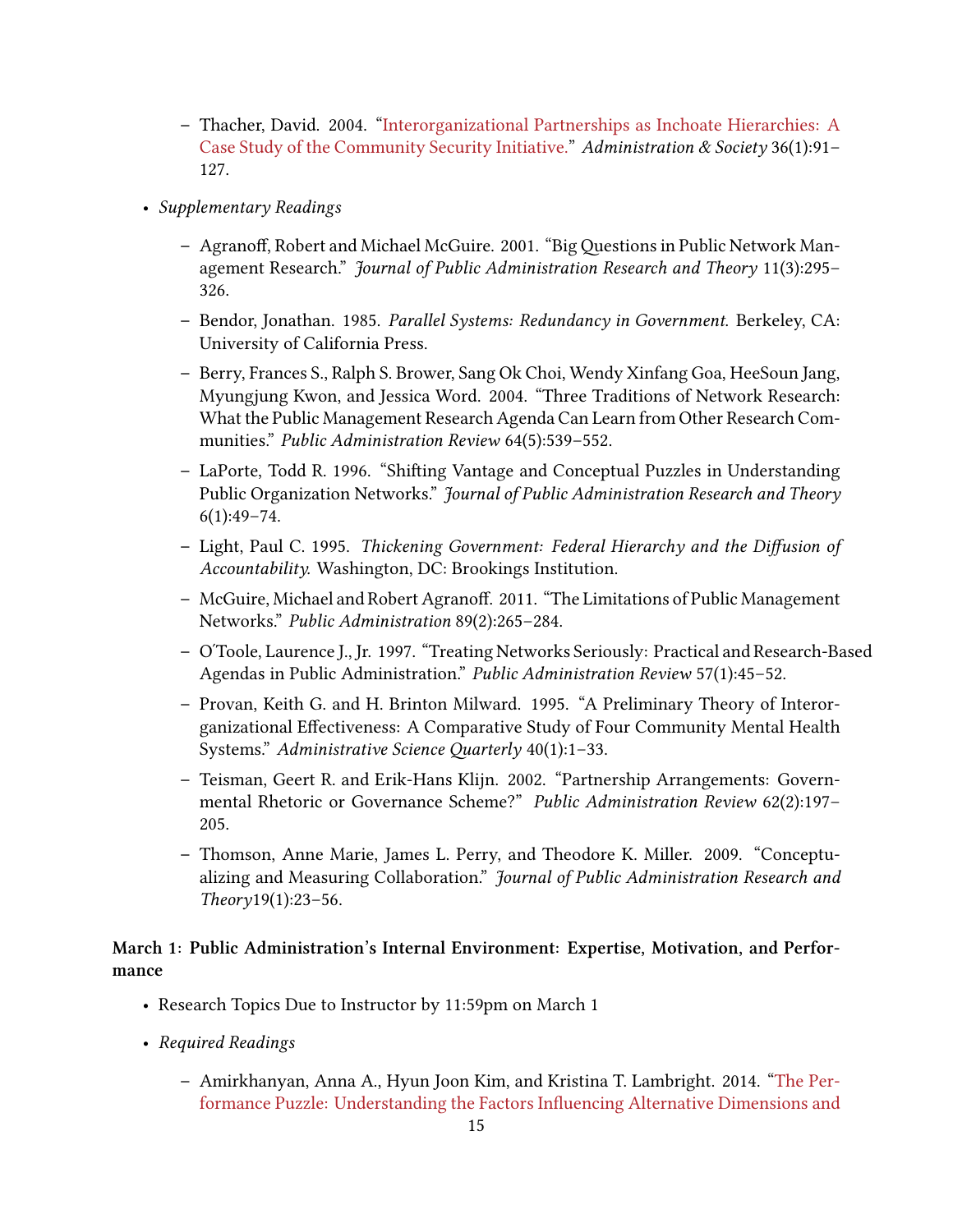- Thacher, David. 2004. "Interorganizational Partnerships as Inchoate Hierarchies: A Case Study of the Community Security Initiative." *Administration & Society* 36(1):91–127.

- *Supplementary Readings*
  - Agranoff, Robert and Michael McGuire. 2001. "Big Questions in Public Network Management Research." *Journal of Public Administration Research and Theory* 11(3):295–326.
  - Bendor, Jonathan. 1985. *Parallel Systems: Redundancy in Government.* Berkeley, CA: University of California Press.
  - Berry, Frances S., Ralph S. Brower, Sang Ok Choi, Wendy Xinfang Goa, HeeSoun Jang, Myungjung Kwon, and Jessica Word. 2004. "Three Traditions of Network Research: What the Public Management Research Agenda Can Learn from Other Research Communities." *Public Administration Review* 64(5):539–552.
  - LaPorte, Todd R. 1996. "Shifting Vantage and Conceptual Puzzles in Understanding Public Organization Networks." *Journal of Public Administration Research and Theory* 6(1):49–74.
  - Light, Paul C. 1995. *Thickening Government: Federal Hierarchy and the Diffusion of Accountability.* Washington, DC: Brookings Institution.
  - McGuire, Michael and Robert Agranoff. 2011. "The Limitations of Public Management Networks." *Public Administration* 89(2):265–284.
  - O'Toole, Laurence J., Jr. 1997. "Treating Networks Seriously: Practical and Research-Based Agendas in Public Administration." *Public Administration Review* 57(1):45–52.
  - Provan, Keith G. and H. Brinton Milward. 1995. "A Preliminary Theory of Interorganizational Effectiveness: A Comparative Study of Four Community Mental Health Systems." *Administrative Science Quarterly* 40(1):1–33.
  - Teisman, Geert R. and Erik-Hans Klijn. 2002. "Partnership Arrangements: Governmental Rhetoric or Governance Scheme?" *Public Administration Review* 62(2):197–205.
  - Thomson, Anne Marie, James L. Perry, and Theodore K. Miller. 2009. "Conceptualizing and Measuring Collaboration." *Journal of Public Administration Research and Theory*19(1):23–56.

**March 1: Public Administration's Internal Environment: Expertise, Motivation, and Performance**

- Research Topics Due to Instructor by 11:59pm on March 1
- *Required Readings*
  - Amirkhanyan, Anna A., Hyun Joon Kim, and Kristina T. Lambright. 2014. "The Performance Puzzle: Understanding the Factors Influencing Alternative Dimensions and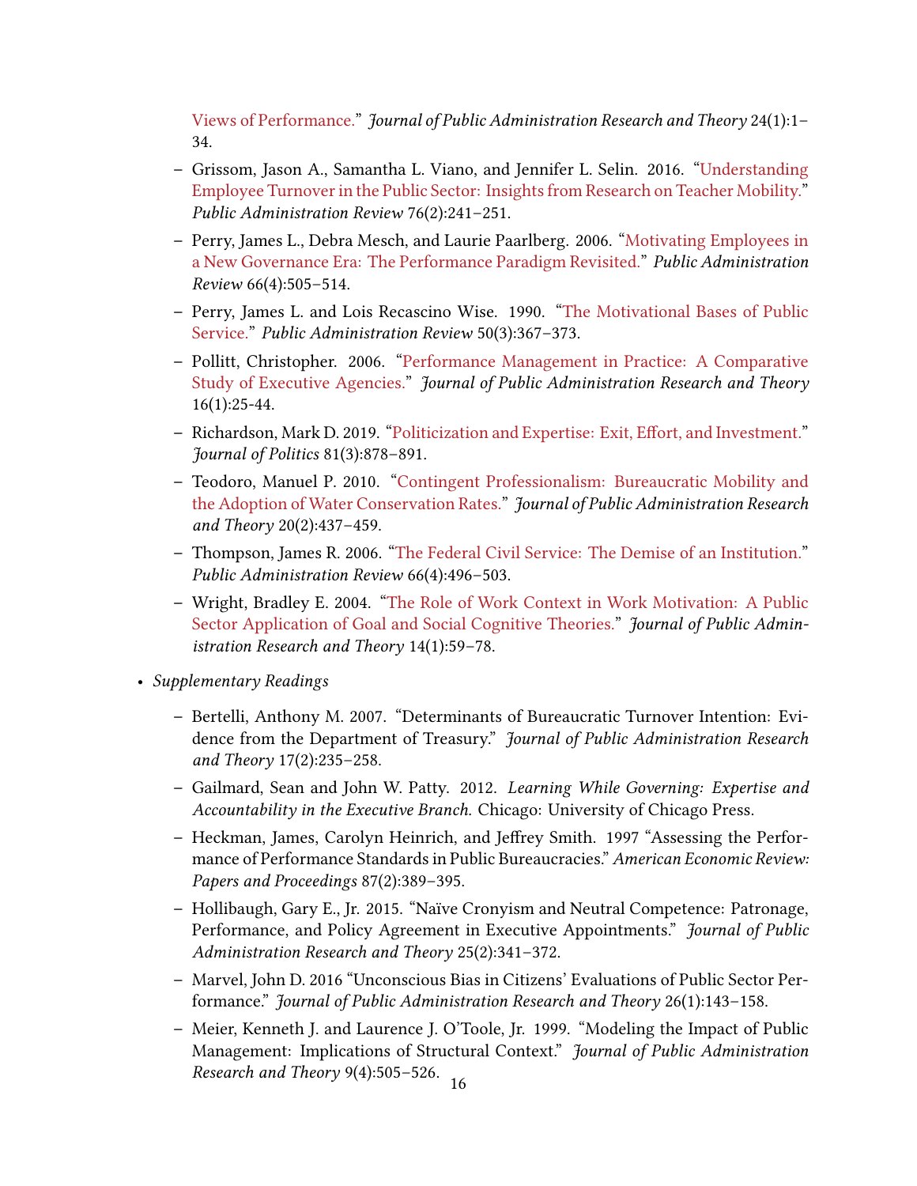Views of Performance." *Journal of Public Administration Research and Theory* 24(1):1–34.

  - Grissom, Jason A., Samantha L. Viano, and Jennifer L. Selin. 2016. "Understanding Employee Turnover in the Public Sector: Insights from Research on Teacher Mobility." *Public Administration Review* 76(2):241–251.
  - Perry, James L., Debra Mesch, and Laurie Paarlberg. 2006. "Motivating Employees in a New Governance Era: The Performance Paradigm Revisited." *Public Administration Review* 66(4):505–514.
  - Perry, James L. and Lois Recascino Wise. 1990. "The Motivational Bases of Public Service." *Public Administration Review* 50(3):367–373.
  - Pollitt, Christopher. 2006. "Performance Management in Practice: A Comparative Study of Executive Agencies." *Journal of Public Administration Research and Theory* 16(1):25-44.
  - Richardson, Mark D. 2019. "Politicization and Expertise: Exit, Effort, and Investment." *Journal of Politics* 81(3):878–891.
  - Teodoro, Manuel P. 2010. "Contingent Professionalism: Bureaucratic Mobility and the Adoption of Water Conservation Rates." *Journal of Public Administration Research and Theory* 20(2):437–459.
  - Thompson, James R. 2006. "The Federal Civil Service: The Demise of an Institution." *Public Administration Review* 66(4):496–503.
  - Wright, Bradley E. 2004. "The Role of Work Context in Work Motivation: A Public Sector Application of Goal and Social Cognitive Theories." *Journal of Public Administration Research and Theory* 14(1):59–78.

- *Supplementary Readings*
  - Bertelli, Anthony M. 2007. "Determinants of Bureaucratic Turnover Intention: Evidence from the Department of Treasury." *Journal of Public Administration Research and Theory* 17(2):235–258.
  - Gailmard, Sean and John W. Patty. 2012. *Learning While Governing: Expertise and Accountability in the Executive Branch.* Chicago: University of Chicago Press.
  - Heckman, James, Carolyn Heinrich, and Jeffrey Smith. 1997 "Assessing the Performance of Performance Standards in Public Bureaucracies." *American Economic Review: Papers and Proceedings* 87(2):389–395.
  - Hollibaugh, Gary E., Jr. 2015. "Naïve Cronyism and Neutral Competence: Patronage, Performance, and Policy Agreement in Executive Appointments." *Journal of Public Administration Research and Theory* 25(2):341–372.
  - Marvel, John D. 2016 "Unconscious Bias in Citizens' Evaluations of Public Sector Performance." *Journal of Public Administration Research and Theory* 26(1):143–158.
  - Meier, Kenneth J. and Laurence J. O'Toole, Jr. 1999. "Modeling the Impact of Public Management: Implications of Structural Context." *Journal of Public Administration Research and Theory* 9(4):505–526.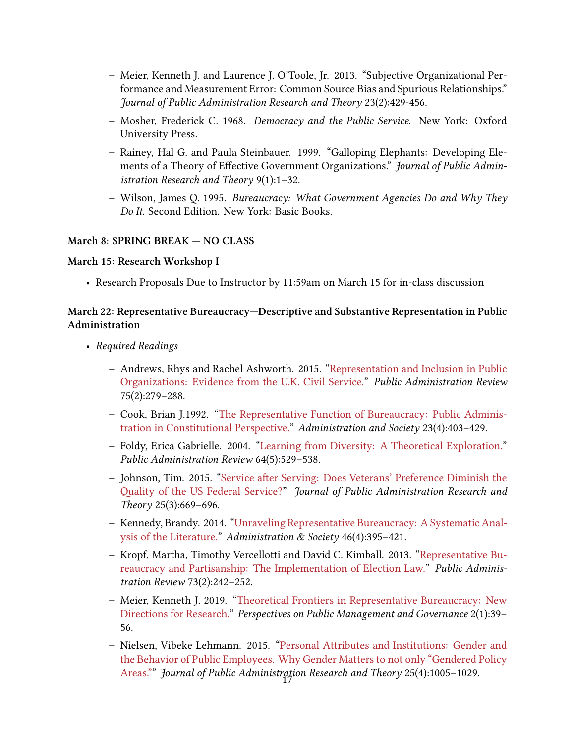- Meier, Kenneth J. and Laurence J. O'Toole, Jr. 2013. "Subjective Organizational Performance and Measurement Error: Common Source Bias and Spurious Relationships." *Journal of Public Administration Research and Theory* 23(2):429-456.
  - Mosher, Frederick C. 1968. *Democracy and the Public Service*. New York: Oxford University Press.
  - Rainey, Hal G. and Paula Steinbauer. 1999. "Galloping Elephants: Developing Elements of a Theory of Effective Government Organizations." *Journal of Public Administration Research and Theory* 9(1):1–32.
  - Wilson, James Q. 1995. *Bureaucracy: What Government Agencies Do and Why They Do It.* Second Edition. New York: Basic Books.

**March 8: SPRING BREAK — NO CLASS**

**March 15: Research Workshop I**

- Research Proposals Due to Instructor by 11:59am on March 15 for in-class discussion

**March 22: Representative Bureaucracy—Descriptive and Substantive Representation in Public Administration**

- *Required Readings*
  - Andrews, Rhys and Rachel Ashworth. 2015. "Representation and Inclusion in Public Organizations: Evidence from the U.K. Civil Service." *Public Administration Review* 75(2):279–288.
  - Cook, Brian J.1992. "The Representative Function of Bureaucracy: Public Administration in Constitutional Perspective." *Administration and Society* 23(4):403–429.
  - Foldy, Erica Gabrielle. 2004. "Learning from Diversity: A Theoretical Exploration." *Public Administration Review* 64(5):529–538.
  - Johnson, Tim. 2015. "Service after Serving: Does Veterans' Preference Diminish the Quality of the US Federal Service?" *Journal of Public Administration Research and Theory* 25(3):669–696.
  - Kennedy, Brandy. 2014. "Unraveling Representative Bureaucracy: A Systematic Analysis of the Literature." *Administration & Society* 46(4):395–421.
  - Kropf, Martha, Timothy Vercellotti and David C. Kimball. 2013. "Representative Bureaucracy and Partisanship: The Implementation of Election Law." *Public Administration Review* 73(2):242–252.
  - Meier, Kenneth J. 2019. "Theoretical Frontiers in Representative Bureaucracy: New Directions for Research." *Perspectives on Public Management and Governance* 2(1):39–56.
  - Nielsen, Vibeke Lehmann. 2015. "Personal Attributes and Institutions: Gender and the Behavior of Public Employees. Why Gender Matters to not only "Gendered Policy Areas."" *Journal of Public Administration Research and Theory* 25(4):1005–1029.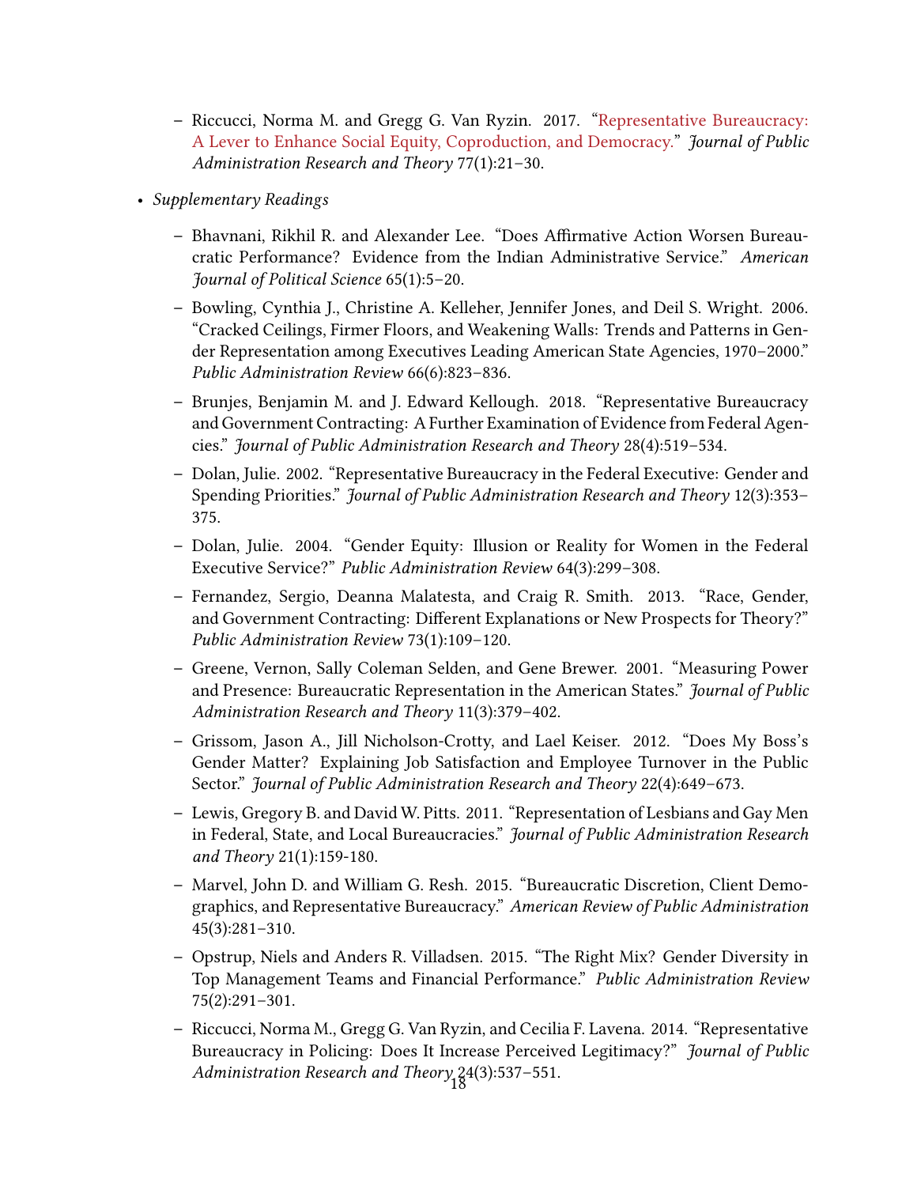- Riccucci, Norma M. and Gregg G. Van Ryzin. 2017. "Representative Bureaucracy: A Lever to Enhance Social Equity, Coproduction, and Democracy." *Journal of Public Administration Research and Theory* 77(1):21–30.

- *Supplementary Readings*
  - Bhavnani, Rikhil R. and Alexander Lee. "Does Affirmative Action Worsen Bureaucratic Performance? Evidence from the Indian Administrative Service." *American Journal of Political Science* 65(1):5–20.
  - Bowling, Cynthia J., Christine A. Kelleher, Jennifer Jones, and Deil S. Wright. 2006. "Cracked Ceilings, Firmer Floors, and Weakening Walls: Trends and Patterns in Gender Representation among Executives Leading American State Agencies, 1970–2000." *Public Administration Review* 66(6):823–836.
  - Brunjes, Benjamin M. and J. Edward Kellough. 2018. "Representative Bureaucracy and Government Contracting: A Further Examination of Evidence from Federal Agencies." *Journal of Public Administration Research and Theory* 28(4):519–534.
  - Dolan, Julie. 2002. "Representative Bureaucracy in the Federal Executive: Gender and Spending Priorities." *Journal of Public Administration Research and Theory* 12(3):353–375.
  - Dolan, Julie. 2004. "Gender Equity: Illusion or Reality for Women in the Federal Executive Service?" *Public Administration Review* 64(3):299–308.
  - Fernandez, Sergio, Deanna Malatesta, and Craig R. Smith. 2013. "Race, Gender, and Government Contracting: Different Explanations or New Prospects for Theory?" *Public Administration Review* 73(1):109–120.
  - Greene, Vernon, Sally Coleman Selden, and Gene Brewer. 2001. "Measuring Power and Presence: Bureaucratic Representation in the American States." *Journal of Public Administration Research and Theory* 11(3):379–402.
  - Grissom, Jason A., Jill Nicholson-Crotty, and Lael Keiser. 2012. "Does My Boss's Gender Matter? Explaining Job Satisfaction and Employee Turnover in the Public Sector." *Journal of Public Administration Research and Theory* 22(4):649–673.
  - Lewis, Gregory B. and David W. Pitts. 2011. "Representation of Lesbians and Gay Men in Federal, State, and Local Bureaucracies." *Journal of Public Administration Research and Theory* 21(1):159-180.
  - Marvel, John D. and William G. Resh. 2015. "Bureaucratic Discretion, Client Demographics, and Representative Bureaucracy." *American Review of Public Administration* 45(3):281–310.
  - Opstrup, Niels and Anders R. Villadsen. 2015. "The Right Mix? Gender Diversity in Top Management Teams and Financial Performance." *Public Administration Review* 75(2):291–301.
  - Riccucci, Norma M., Gregg G. Van Ryzin, and Cecilia F. Lavena. 2014. "Representative Bureaucracy in Policing: Does It Increase Perceived Legitimacy?" *Journal of Public Administration Research and Theory* 24(3):537–551.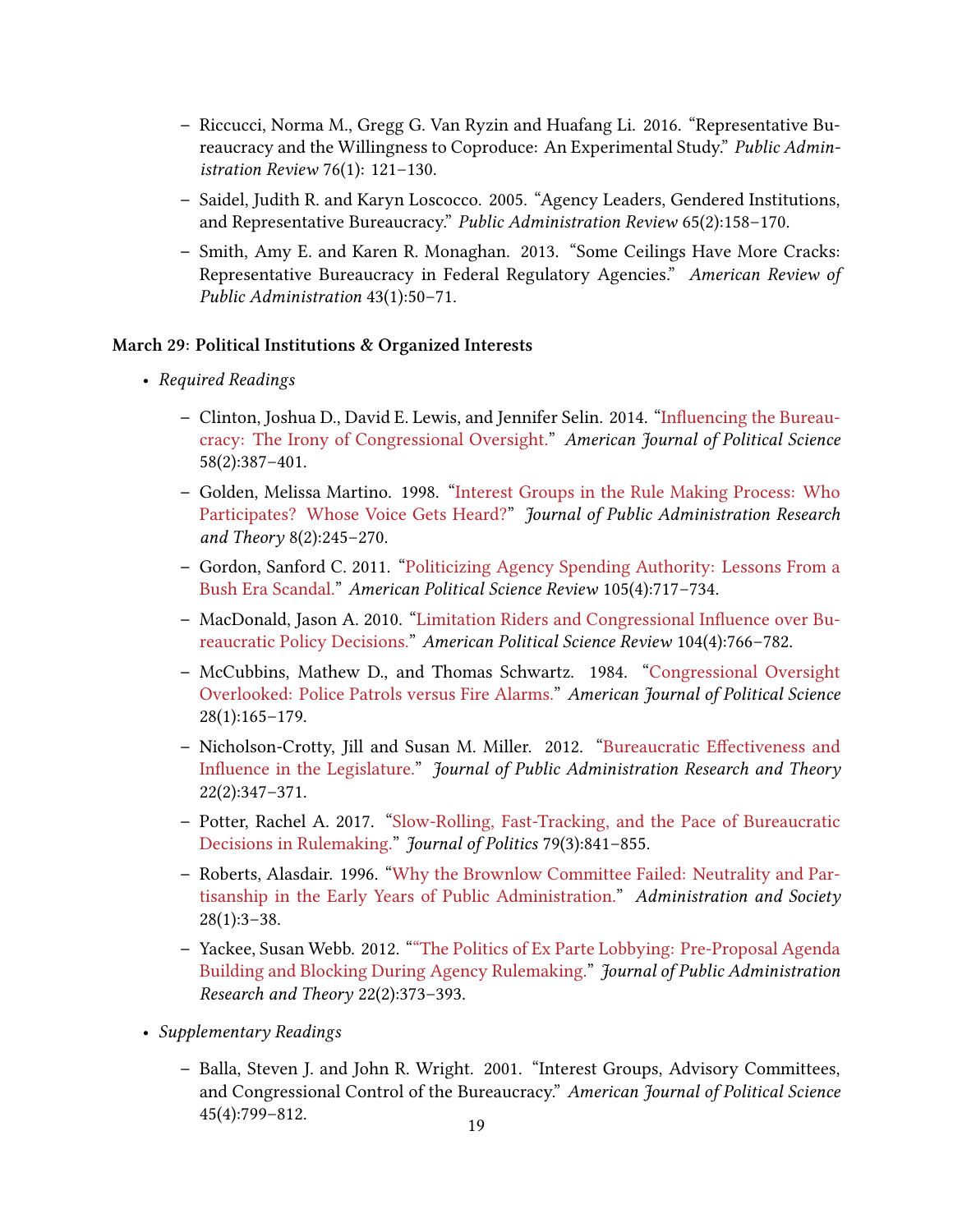- Riccucci, Norma M., Gregg G. Van Ryzin and Huafang Li. 2016. "Representative Bureaucracy and the Willingness to Coproduce: An Experimental Study." *Public Administration Review* 76(1): 121–130.
- Saidel, Judith R. and Karyn Loscocco. 2005. "Agency Leaders, Gendered Institutions, and Representative Bureaucracy." *Public Administration Review* 65(2):158–170.
- Smith, Amy E. and Karen R. Monaghan. 2013. "Some Ceilings Have More Cracks: Representative Bureaucracy in Federal Regulatory Agencies." *American Review of Public Administration* 43(1):50–71.

**March 29: Political Institutions & Organized Interests**

- *Required Readings*
  - Clinton, Joshua D., David E. Lewis, and Jennifer Selin. 2014. "Influencing the Bureaucracy: The Irony of Congressional Oversight." *American Journal of Political Science* 58(2):387–401.
  - Golden, Melissa Martino. 1998. "Interest Groups in the Rule Making Process: Who Participates? Whose Voice Gets Heard?" *Journal of Public Administration Research and Theory* 8(2):245–270.
  - Gordon, Sanford C. 2011. "Politicizing Agency Spending Authority: Lessons From a Bush Era Scandal." *American Political Science Review* 105(4):717–734.
  - MacDonald, Jason A. 2010. "Limitation Riders and Congressional Influence over Bureaucratic Policy Decisions." *American Political Science Review* 104(4):766–782.
  - McCubbins, Mathew D., and Thomas Schwartz. 1984. "Congressional Oversight Overlooked: Police Patrols versus Fire Alarms." *American Journal of Political Science* 28(1):165–179.
  - Nicholson-Crotty, Jill and Susan M. Miller. 2012. "Bureaucratic Effectiveness and Influence in the Legislature." *Journal of Public Administration Research and Theory* 22(2):347–371.
  - Potter, Rachel A. 2017. "Slow-Rolling, Fast-Tracking, and the Pace of Bureaucratic Decisions in Rulemaking." *Journal of Politics* 79(3):841–855.
  - Roberts, Alasdair. 1996. "Why the Brownlow Committee Failed: Neutrality and Partisanship in the Early Years of Public Administration." *Administration and Society* 28(1):3–38.
  - Yackee, Susan Webb. 2012. ""The Politics of Ex Parte Lobbying: Pre-Proposal Agenda Building and Blocking During Agency Rulemaking." *Journal of Public Administration Research and Theory* 22(2):373–393.
- *Supplementary Readings*
  - Balla, Steven J. and John R. Wright. 2001. "Interest Groups, Advisory Committees, and Congressional Control of the Bureaucracy." *American Journal of Political Science* 45(4):799–812.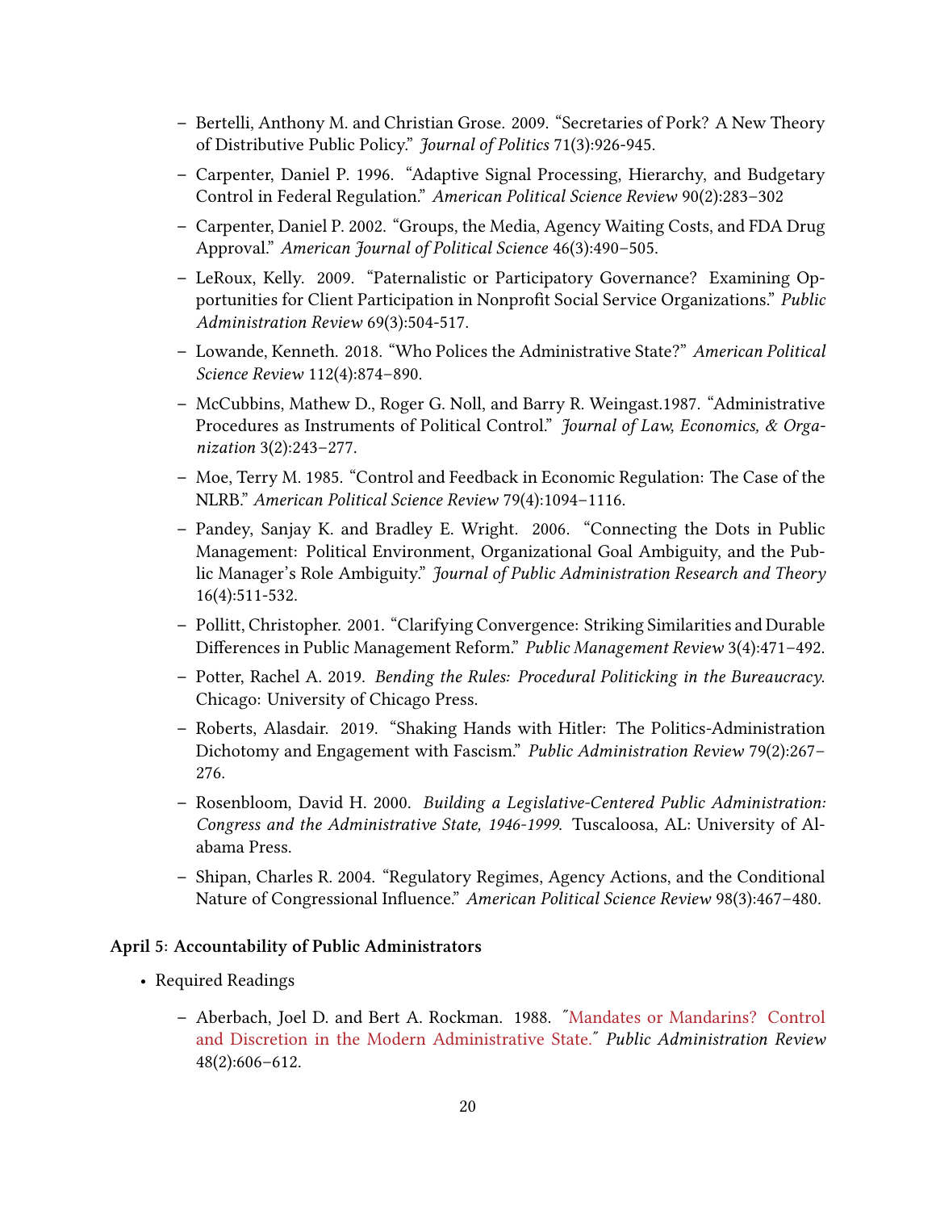- Bertelli, Anthony M. and Christian Grose. 2009. "Secretaries of Pork? A New Theory of Distributive Public Policy." *Journal of Politics* 71(3):926-945.
- Carpenter, Daniel P. 1996. "Adaptive Signal Processing, Hierarchy, and Budgetary Control in Federal Regulation." *American Political Science Review* 90(2):283–302
- Carpenter, Daniel P. 2002. "Groups, the Media, Agency Waiting Costs, and FDA Drug Approval." *American Journal of Political Science* 46(3):490–505.
- LeRoux, Kelly. 2009. "Paternalistic or Participatory Governance? Examining Opportunities for Client Participation in Nonprofit Social Service Organizations." *Public Administration Review* 69(3):504-517.
- Lowande, Kenneth. 2018. "Who Polices the Administrative State?" *American Political Science Review* 112(4):874–890.
- McCubbins, Mathew D., Roger G. Noll, and Barry R. Weingast.1987. "Administrative Procedures as Instruments of Political Control." *Journal of Law, Economics, & Organization* 3(2):243–277.
- Moe, Terry M. 1985. "Control and Feedback in Economic Regulation: The Case of the NLRB." *American Political Science Review* 79(4):1094–1116.
- Pandey, Sanjay K. and Bradley E. Wright. 2006. "Connecting the Dots in Public Management: Political Environment, Organizational Goal Ambiguity, and the Public Manager's Role Ambiguity." *Journal of Public Administration Research and Theory* 16(4):511-532.
- Pollitt, Christopher. 2001. "Clarifying Convergence: Striking Similarities and Durable Differences in Public Management Reform." *Public Management Review* 3(4):471–492.
- Potter, Rachel A. 2019. *Bending the Rules: Procedural Politicking in the Bureaucracy*. Chicago: University of Chicago Press.
- Roberts, Alasdair. 2019. "Shaking Hands with Hitler: The Politics-Administration Dichotomy and Engagement with Fascism." *Public Administration Review* 79(2):267–276.
- Rosenbloom, David H. 2000. *Building a Legislative-Centered Public Administration: Congress and the Administrative State, 1946-1999*. Tuscaloosa, AL: University of Alabama Press.
- Shipan, Charles R. 2004. "Regulatory Regimes, Agency Actions, and the Conditional Nature of Congressional Influence." *American Political Science Review* 98(3):467–480.

**April 5: Accountability of Public Administrators**

- Required Readings
  - Aberbach, Joel D. and Bert A. Rockman. 1988. "Mandates or Mandarins? Control and Discretion in the Modern Administrative State." *Public Administration Review* 48(2):606–612.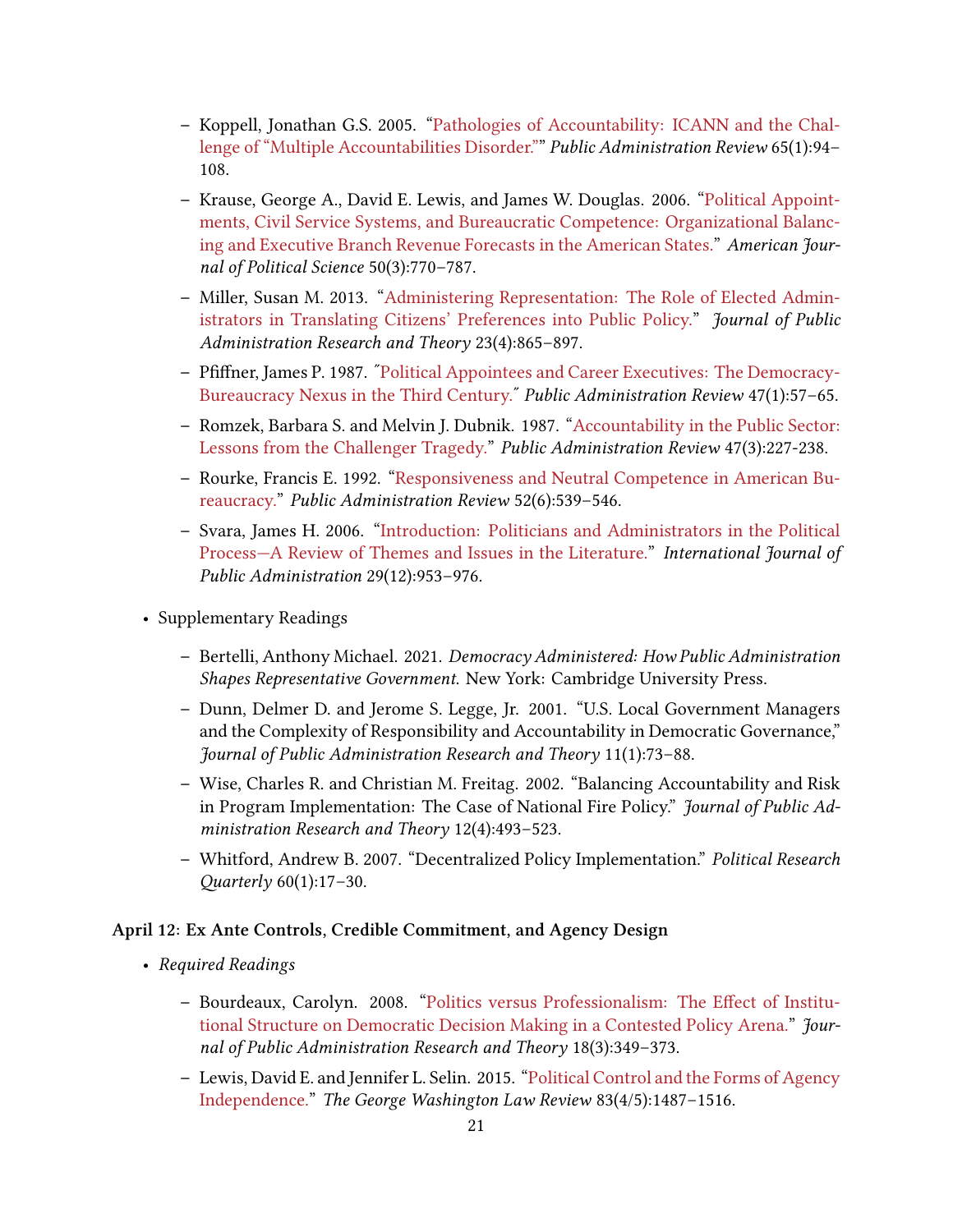- Koppell, Jonathan G.S. 2005. "Pathologies of Accountability: ICANN and the Challenge of "Multiple Accountabilities Disorder."" *Public Administration Review* 65(1):94–108.
  - Krause, George A., David E. Lewis, and James W. Douglas. 2006. "Political Appointments, Civil Service Systems, and Bureaucratic Competence: Organizational Balancing and Executive Branch Revenue Forecasts in the American States." *American Journal of Political Science* 50(3):770–787.
  - Miller, Susan M. 2013. "Administering Representation: The Role of Elected Administrators in Translating Citizens' Preferences into Public Policy." *Journal of Public Administration Research and Theory* 23(4):865–897.
  - Pfiffner, James P. 1987. "Political Appointees and Career Executives: The Democracy-Bureaucracy Nexus in the Third Century." *Public Administration Review* 47(1):57–65.
  - Romzek, Barbara S. and Melvin J. Dubnik. 1987. "Accountability in the Public Sector: Lessons from the Challenger Tragedy." *Public Administration Review* 47(3):227-238.
  - Rourke, Francis E. 1992. "Responsiveness and Neutral Competence in American Bureaucracy." *Public Administration Review* 52(6):539–546.
  - Svara, James H. 2006. "Introduction: Politicians and Administrators in the Political Process—A Review of Themes and Issues in the Literature." *International Journal of Public Administration* 29(12):953–976.

- Supplementary Readings
  - Bertelli, Anthony Michael. 2021. *Democracy Administered: How Public Administration Shapes Representative Government.* New York: Cambridge University Press.
  - Dunn, Delmer D. and Jerome S. Legge, Jr. 2001. "U.S. Local Government Managers and the Complexity of Responsibility and Accountability in Democratic Governance," *Journal of Public Administration Research and Theory* 11(1):73–88.
  - Wise, Charles R. and Christian M. Freitag. 2002. "Balancing Accountability and Risk in Program Implementation: The Case of National Fire Policy." *Journal of Public Administration Research and Theory* 12(4):493–523.
  - Whitford, Andrew B. 2007. "Decentralized Policy Implementation." *Political Research Quarterly* 60(1):17–30.

**April 12: Ex Ante Controls, Credible Commitment, and Agency Design**

- *Required Readings*
  - Bourdeaux, Carolyn. 2008. "Politics versus Professionalism: The Effect of Institutional Structure on Democratic Decision Making in a Contested Policy Arena." *Journal of Public Administration Research and Theory* 18(3):349–373.
  - Lewis, David E. and Jennifer L. Selin. 2015. "Political Control and the Forms of Agency Independence." *The George Washington Law Review* 83(4/5):1487–1516.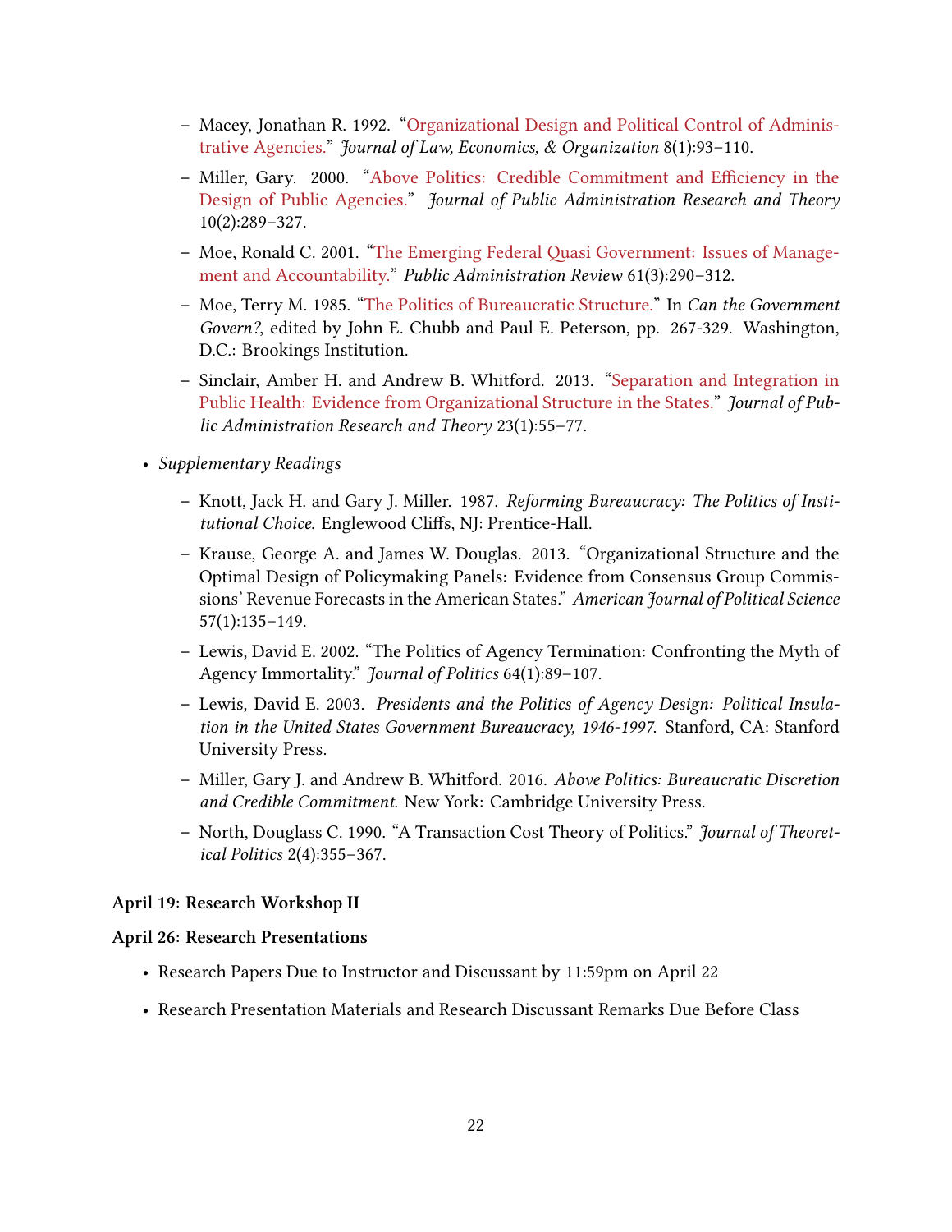- Macey, Jonathan R. 1992. "Organizational Design and Political Control of Administrative Agencies." *Journal of Law, Economics, & Organization* 8(1):93–110.
- Miller, Gary. 2000. "Above Politics: Credible Commitment and Efficiency in the Design of Public Agencies." *Journal of Public Administration Research and Theory* 10(2):289–327.
- Moe, Ronald C. 2001. "The Emerging Federal Quasi Government: Issues of Management and Accountability." *Public Administration Review* 61(3):290–312.
- Moe, Terry M. 1985. "The Politics of Bureaucratic Structure." In *Can the Government Govern?*, edited by John E. Chubb and Paul E. Peterson, pp. 267-329. Washington, D.C.: Brookings Institution.
- Sinclair, Amber H. and Andrew B. Whitford. 2013. "Separation and Integration in Public Health: Evidence from Organizational Structure in the States." *Journal of Public Administration Research and Theory* 23(1):55–77.

- *Supplementary Readings*
  - Knott, Jack H. and Gary J. Miller. 1987. *Reforming Bureaucracy: The Politics of Institutional Choice*. Englewood Cliffs, NJ: Prentice-Hall.
  - Krause, George A. and James W. Douglas. 2013. "Organizational Structure and the Optimal Design of Policymaking Panels: Evidence from Consensus Group Commissions' Revenue Forecasts in the American States." *American Journal of Political Science* 57(1):135–149.
  - Lewis, David E. 2002. "The Politics of Agency Termination: Confronting the Myth of Agency Immortality." *Journal of Politics* 64(1):89–107.
  - Lewis, David E. 2003. *Presidents and the Politics of Agency Design: Political Insulation in the United States Government Bureaucracy, 1946-1997*. Stanford, CA: Stanford University Press.
  - Miller, Gary J. and Andrew B. Whitford. 2016. *Above Politics: Bureaucratic Discretion and Credible Commitment*. New York: Cambridge University Press.
  - North, Douglass C. 1990. "A Transaction Cost Theory of Politics." *Journal of Theoretical Politics* 2(4):355–367.

**April 19: Research Workshop II**

**April 26: Research Presentations**

- Research Papers Due to Instructor and Discussant by 11:59pm on April 22
- Research Presentation Materials and Research Discussant Remarks Due Before Class